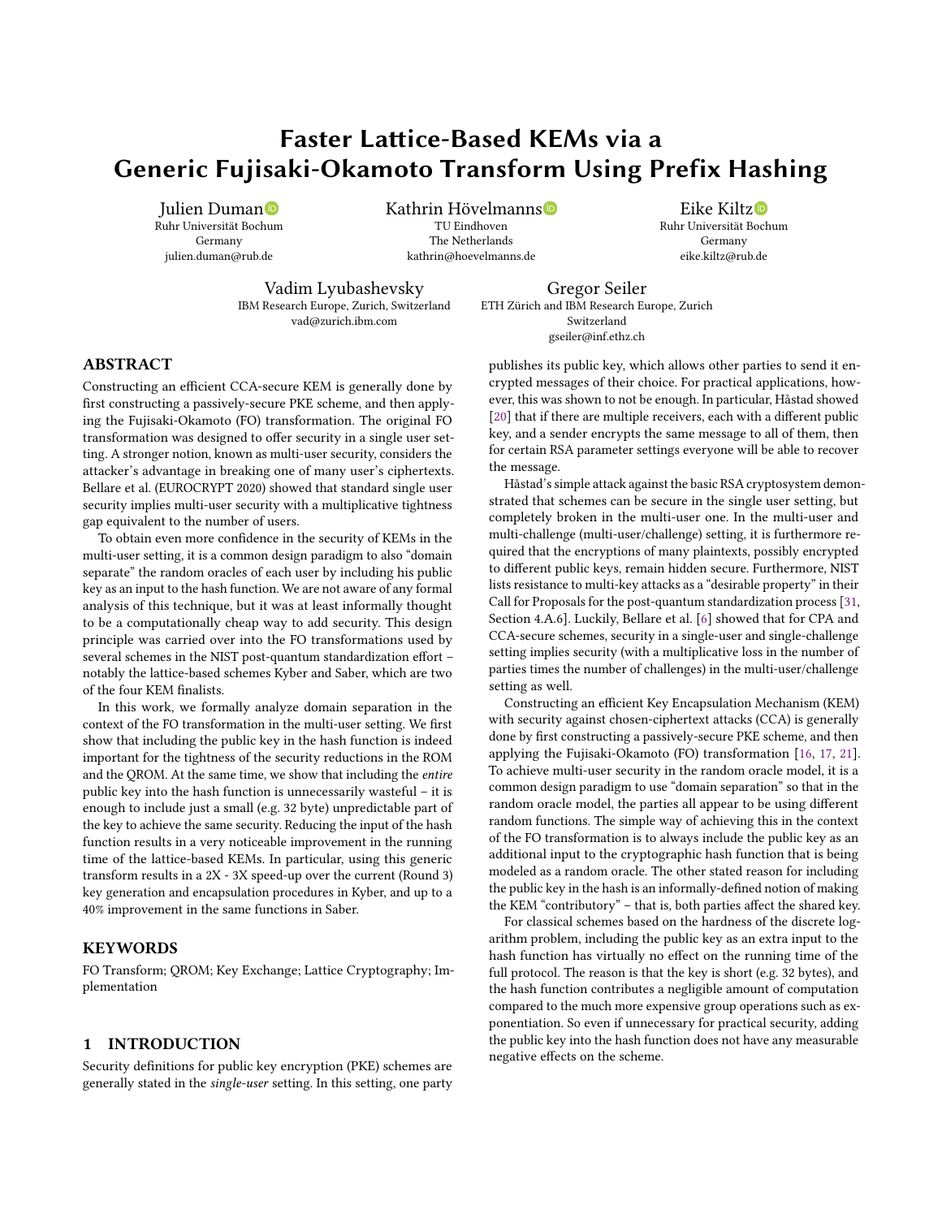# Faster Lattice-Based KEMs via a Generic Fujisaki-Okamoto Transform Using Prefix Hashing

Julien Duman
Ruhr Universität Bochum
Germany
julien.duman@rub.de

Kathrin Hövelmanns
TU Eindhoven
The Netherlands
kathrin@hoevelmanns.de

Eike Kiltz
Ruhr Universität Bochum
Germany
eike.kiltz@rub.de

Vadim Lyubashevsky
IBM Research Europe, Zurich, Switzerland
vad@zurich.ibm.com

Gregor Seiler
ETH Zürich and IBM Research Europe, Zurich
Switzerland
gseiler@inf.ethz.ch

## ABSTRACT

Constructing an efficient CCA-secure KEM is generally done by first constructing a passively-secure PKE scheme, and then applying the Fujisaki-Okamoto (FO) transformation. The original FO transformation was designed to offer security in a single user setting. A stronger notion, known as multi-user security, considers the attacker's advantage in breaking one of many user's ciphertexts. Bellare et al. (EUROCRYPT 2020) showed that standard single user security implies multi-user security with a multiplicative tightness gap equivalent to the number of users.

To obtain even more confidence in the security of KEMs in the multi-user setting, it is a common design paradigm to also "domain separate" the random oracles of each user by including his public key as an input to the hash function. We are not aware of any formal analysis of this technique, but it was at least informally thought to be a computationally cheap way to add security. This design principle was carried over into the FO transformations used by several schemes in the NIST post-quantum standardization effort – notably the lattice-based schemes Kyber and Saber, which are two of the four KEM finalists.

In this work, we formally analyze domain separation in the context of the FO transformation in the multi-user setting. We first show that including the public key in the hash function is indeed important for the tightness of the security reductions in the ROM and the QROM. At the same time, we show that including the *entire* public key into the hash function is unnecessarily wasteful – it is enough to include just a small (e.g. 32 byte) unpredictable part of the key to achieve the same security. Reducing the input of the hash function results in a very noticeable improvement in the running time of the lattice-based KEMs. In particular, using this generic transform results in a 2X - 3X speed-up over the current (Round 3) key generation and encapsulation procedures in Kyber, and up to a 40% improvement in the same functions in Saber.

## KEYWORDS

FO Transform; QROM; Key Exchange; Lattice Cryptography; Implementation

## 1 INTRODUCTION

Security definitions for public key encryption (PKE) schemes are generally stated in the *single-user* setting. In this setting, one party publishes its public key, which allows other parties to send it encrypted messages of their choice. For practical applications, however, this was shown to not be enough. In particular, Håstad showed [20] that if there are multiple receivers, each with a different public key, and a sender encrypts the same message to all of them, then for certain RSA parameter settings everyone will be able to recover the message.

Håstad's simple attack against the basic RSA cryptosystem demonstrated that schemes can be secure in the single user setting, but completely broken in the multi-user one. In the multi-user and multi-challenge (multi-user/challenge) setting, it is furthermore required that the encryptions of many plaintexts, possibly encrypted to different public keys, remain hidden secure. Furthermore, NIST lists resistance to multi-key attacks as a "desirable property" in their Call for Proposals for the post-quantum standardization process [31, Section 4.A.6]. Luckily, Bellare et al. [6] showed that for CPA and CCA-secure schemes, security in a single-user and single-challenge setting implies security (with a multiplicative loss in the number of parties times the number of challenges) in the multi-user/challenge setting as well.

Constructing an efficient Key Encapsulation Mechanism (KEM) with security against chosen-ciphertext attacks (CCA) is generally done by first constructing a passively-secure PKE scheme, and then applying the Fujisaki-Okamoto (FO) transformation [16, 17, 21]. To achieve multi-user security in the random oracle model, it is a common design paradigm to use "domain separation" so that in the random oracle model, the parties all appear to be using different random functions. The simple way of achieving this in the context of the FO transformation is to always include the public key as an additional input to the cryptographic hash function that is being modeled as a random oracle. The other stated reason for including the public key in the hash is an informally-defined notion of making the KEM "contributory" – that is, both parties affect the shared key.

For classical schemes based on the hardness of the discrete logarithm problem, including the public key as an extra input to the hash function has virtually no effect on the running time of the full protocol. The reason is that the key is short (e.g. 32 bytes), and the hash function contributes a negligible amount of computation compared to the much more expensive group operations such as exponentiation. So even if unnecessary for practical security, adding the public key into the hash function does not have any measurable negative effects on the scheme.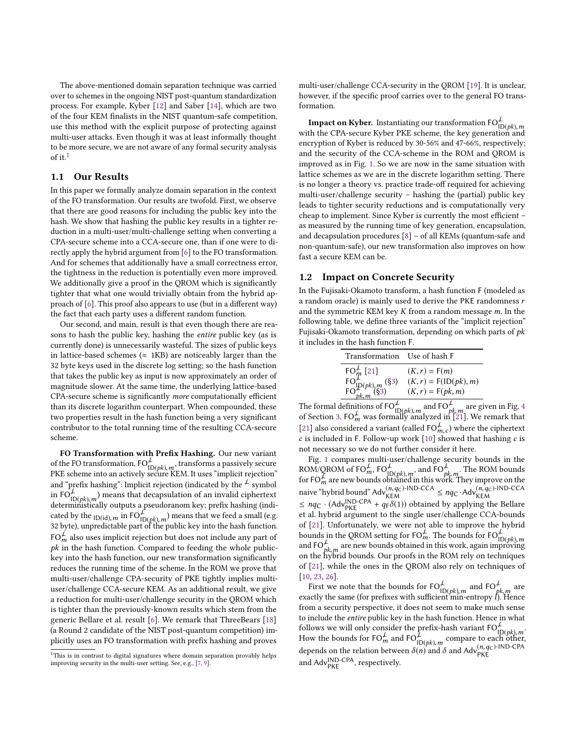The above-mentioned domain separation technique was carried over to schemes in the ongoing NIST post-quantum standardization process. For example, Kyber [12] and Saber [14], which are two of the four KEM finalists in the NIST quantum-safe competition, use this method with the explicit purpose of protecting against multi-user attacks. Even though it was at least informally thought to be more secure, we are not aware of any formal security analysis of it.[1]

## 1.1 Our Results

In this paper we formally analyze domain separation in the context of the FO transformation. Our results are twofold. First, we observe that there are good reasons for including the public key into the hash. We show that hashing the public key results in a tighter reduction in a multi-user/multi-challenge setting when converting a CPA-secure scheme into a CCA-secure one, than if one were to directly apply the hybrid argument from [6] to the FO transformation. And for schemes that additionally have a small correctness error, the tightness in the reduction is potentially even more improved. We additionally give a proof in the QROM which is significantly tighter that what one would trivially obtain from the hybrid approach of [6]. This proof also appears to use (but in a different way) the fact that each party uses a different random function.

Our second, and main, result is that even though there are reasons to hash the public key, hashing the *entire* public key (as is currently done) is unnecessarily wasteful. The sizes of public keys in lattice-based schemes (≈ 1KB) are noticeably larger than the 32 byte keys used in the discrete log setting; so the hash function that takes the public key as input is now approximately an order of magnitude slower. At the same time, the underlying lattice-based CPA-secure scheme is significantly *more* computationally efficient than its discrete logarithm counterpart. When compounded, these two properties result in the hash function being a very significant contributor to the total running time of the resulting CCA-secure scheme.

**FO Transformation with Prefix Hashing.** Our new variant of the FO transformation, $\mathsf{FO}^{\not\perp}_{\mathsf{ID}(pk),m}$, transforms a passively secure PKE scheme into an actively secure KEM. It uses "implicit rejection" and "prefix hashing": Implicit rejection (indicated by the $\not\perp$ symbol in $\mathsf{FO}^{\not\perp}_{\mathsf{ID}(pk),m}$) means that decapsulation of an invalid ciphertext deterministically outputs a pseudoranom key; prefix hashing (indicated by the $_{\mathsf{ID(id)},m}$ in $\mathsf{FO}^{\not\perp}_{\mathsf{ID}(pk),m}$) means that we feed a small (e.g. 32 byte), unpredictable part of the public key into the hash function. $\mathsf{FO}^{\not\perp}_{m}$ also uses implicit rejection but does not include any part of $pk$ in the hash function. Compared to feeding the whole public-key into the hash function, our new transformation significantly reduces the running time of the scheme. In the ROM we prove that multi-user/challenge CPA-security of PKE tightly implies multi-user/challenge CCA-secure KEM. As an additional result, we give a reduction for multi-user/challenge security in the QROM which is tighter than the previously-known results which stem from the generic Bellare et al. result [6]. We remark that ThreeBears [18] (a Round 2 candidate of the NIST post-quantum competition) implicitly uses an FO transformation with prefix hashing and proves multi-user/challenge CCA-security in the QROM [19]. It is unclear, however, if the specific proof carries over to the general FO transformation.

**Impact on Kyber.** Instantiating our transformation $\mathsf{FO}^{\not\perp}_{\mathsf{ID}(pk),m}$ with the CPA-secure Kyber PKE scheme, the key generation and encryption of Kyber is reduced by 30-56% and 47-66%, respectively; and the security of the CCA-scheme in the ROM and QROM is improved as in Fig. 1. So we are now in the same situation with lattice schemes as we are in the discrete logarithm setting. There is no longer a theory vs. practice trade-off required for achieving multi-user/challenge security – hashing the (partial) public key leads to tighter security reductions and is computationally very cheap to implement. Since Kyber is currently the most efficient – as measured by the running time of key generation, encapsulation, and decapsulation procedures [8] – of all KEMs (quantum-safe and non-quantum-safe), our new transformation also improves on how fast a secure KEM can be.

## 1.2 Impact on Concrete Security

In the Fujisaki-Okamoto transform, a hash function F (modeled as a random oracle) is mainly used to derive the PKE randomness $r$ and the symmetric KEM key $K$ from a random message $m$. In the following table, we define three variants of the "implicit rejection" Fujisaki-Okamoto transformation, depending on which parts of $pk$ it includes in the hash function F.

| Transformation | Use of hash F |
|---|---|
| $\mathsf{FO}^{\not\perp}_{m}$ [21] | $(K, r) = \mathsf{F}(m)$ |
| $\mathsf{FO}^{\not\perp}_{\mathsf{ID}(pk),m}$ (§3) | $(K, r) = \mathsf{F}(\mathsf{ID}(pk), m)$ |
| $\mathsf{FO}^{\not\perp}_{pk,m}$ (§3) | $(K, r) = \mathsf{F}(pk, m)$ |

The formal definitions of $\mathsf{FO}^{\not\perp}_{\mathsf{ID}(pk),m}$ and $\mathsf{FO}^{\not\perp}_{pk,m}$ are given in Fig. 4 of Section 3. $\mathsf{FO}^{\not\perp}_{m}$ was formally analyzed in [21]. We remark that [21] also considered a variant (called $\mathsf{FO}^{\not\perp}_{m,c}$) where the ciphertext $c$ is included in F. Follow-up work [10] showed that hashing $c$ is not necessary so we do not further consider it here.

Fig. 1 compares multi-user/challenge security bounds in the ROM/QROM of $\mathsf{FO}^{\not\perp}_{m}$, $\mathsf{FO}^{\not\perp}_{\mathsf{ID}(pk),m}$, and $\mathsf{FO}^{\not\perp}_{pk,m}$. The ROM bounds for $\mathsf{FO}^{\not\perp}_{m}$ are new bounds obtained in this work. They improve on the naive "hybrid bound" $\mathrm{Adv}^{(n,q_\mathsf{C})\text{-IND-CCA}}_{\mathsf{KEM}} \leq nq_\mathsf{C} \cdot \mathrm{Adv}^{(n,q_\mathsf{C})\text{-IND-CCA}}_{\mathsf{KEM}} \leq nq_\mathsf{C} \cdot (\mathrm{Adv}^{\text{IND-CPA}}_{\mathsf{PKE}} + q_\mathsf{F}\delta(1))$ obtained by applying the Bellare et al. hybrid argument to the single user/challenge CCA-bounds of [21]. Unfortunately, we were not able to improve the hybrid bounds in the QROM setting for $\mathsf{FO}^{\not\perp}_{m}$. The bounds for $\mathsf{FO}^{\not\perp}_{\mathsf{ID}(pk),m}$ and $\mathsf{FO}^{\not\perp}_{pk,m}$ are new bounds obtained in this work, again improving on the hybrid bounds. Our proofs in the ROM rely on techniques of [21], while the ones in the QROM also rely on techniques of [10, 23, 26].

First we note that the bounds for $\mathsf{FO}^{\not\perp}_{\mathsf{ID}(pk),m}$ and $\mathsf{FO}^{\not\perp}_{pk,m}$ are exactly the same (for prefixes with sufficient min-entropy $l$). Hence from a security perspective, it does not seem to make much sense to include the *entire* public key in the hash function. Hence in what follows we will only consider the prefix-hash variant $\mathsf{FO}^{\not\perp}_{\mathsf{ID}(pk),m}$. How the bounds for $\mathsf{FO}^{\not\perp}_{m}$ and $\mathsf{FO}^{\not\perp}_{\mathsf{ID}(pk),m}$ compare to each other, depends on the relation between $\delta(n)$ and $\delta$ and $\mathrm{Adv}^{(n,q_\mathsf{C})\text{-IND-CPA}}_{\mathsf{PKE}}$ and $\mathrm{Adv}^{\text{IND-CPA}}_{\mathsf{PKE}}$, respectively.

[1] This is in contrast to digital signatures where domain separation provably helps improving security in the multi-user setting. See, e.g., [7, 9].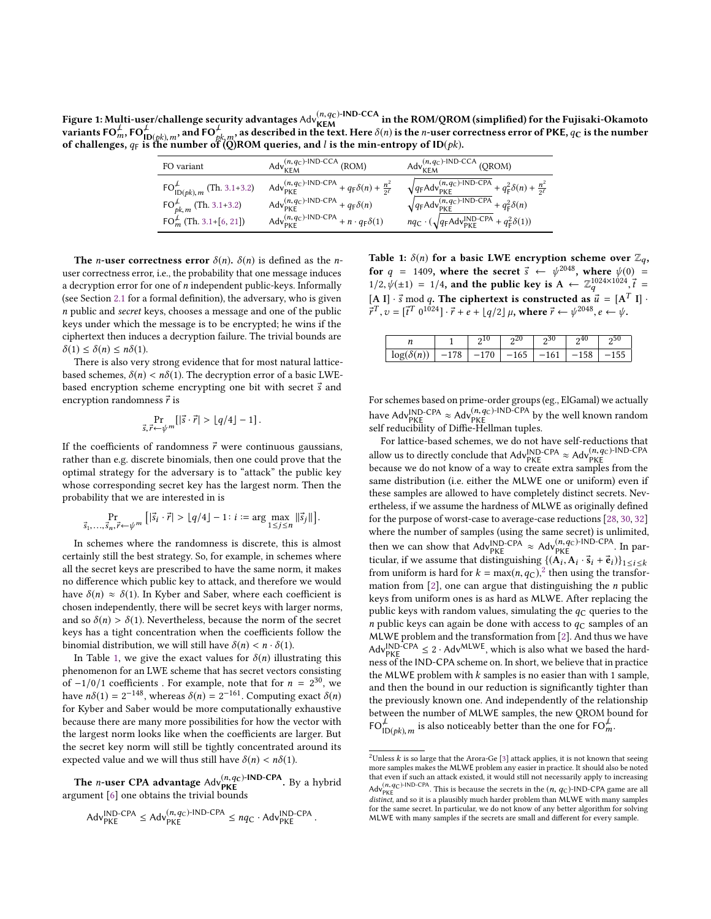**Figure 1: Multi-user/challenge security advantages $\mathsf{Adv}^{(n,q_C)\text{-IND-CCA}}_{\mathsf{KEM}}$ in the ROM/QROM (simplified) for the Fujisaki-Okamoto variants $\mathsf{FO}^{\not\perp}_m$, $\mathsf{FO}^{\not\perp}_{\mathsf{ID}(pk),m}$, and $\mathsf{FO}^{\not\perp}_{pk,m}$, as described in the text. Here $\delta(n)$ is the $n$-user correctness error of PKE, $q_C$ is the number of challenges, $q_F$ is the number of (Q)ROM queries, and $l$ is the min-entropy of $\mathsf{ID}(pk)$.**

| FO variant | $\mathsf{Adv}^{(n,q_C)\text{-IND-CCA}}_{\mathsf{KEM}}$ (ROM) | $\mathsf{Adv}^{(n,q_C)\text{-IND-CCA}}_{\mathsf{KEM}}$ (QROM) |
|---|---|---|
| $\mathsf{FO}^{\not\perp}_{\mathsf{ID}(pk),m}$ (Th. 3.1+3.2) | $\mathsf{Adv}^{(n,q_C)\text{-IND-CPA}}_{\mathsf{PKE}} + q_F\delta(n) + \frac{n^2}{2^l}$ | $\sqrt{q_F \mathsf{Adv}^{(n,q_C)\text{-IND-CPA}}_{\mathsf{PKE}}} + q_F^2\delta(n) + \frac{n^2}{2^l}$ |
| $\mathsf{FO}^{\not\perp}_{pk,m}$ (Th. 3.1+3.2) | $\mathsf{Adv}^{(n,q_C)\text{-IND-CPA}}_{\mathsf{PKE}} + q_F\delta(n)$ | $\sqrt{q_F \mathsf{Adv}^{(n,q_C)\text{-IND-CPA}}_{\mathsf{PKE}}} + q_F^2\delta(n)$ |
| $\mathsf{FO}^{\not\perp}_m$ (Th. 3.1+[6, 21]) | $\mathsf{Adv}^{(n,q_C)\text{-IND-CPA}}_{\mathsf{PKE}} + n \cdot q_F\delta(1)$ | $nq_C \cdot (\sqrt{q_F \mathsf{Adv}^{\text{IND-CPA}}_{\mathsf{PKE}}} + q_F^2\delta(1))$ |

**The $n$-user correctness error $\delta(n)$.** $\delta(n)$ is defined as the $n$-user correctness error, i.e., the probability that one message induces a decryption error for one of $n$ independent public-keys. Informally (see Section 2.1 for a formal definition), the adversary, who is given $n$ public and *secret* keys, chooses a message and one of the public keys under which the message is to be encrypted; he wins if the ciphertext then induces a decryption failure. The trivial bounds are $\delta(1) \le \delta(n) \le n\delta(1)$.

There is also very strong evidence that for most natural lattice-based schemes, $\delta(n) < n\delta(1)$. The decryption error of a basic LWE-based encryption scheme encrypting one bit with secret $\vec{s}$ and encryption randomness $\vec{r}$ is

$$\Pr_{\vec{s},\vec{r}\leftarrow\psi^m}\left[|\vec{s}\cdot\vec{r}| > \lfloor q/4 \rfloor - 1\right].$$

If the coefficients of randomness $\vec{r}$ were continuous gaussians, rather than e.g. discrete binomials, then one could prove that the optimal strategy for the adversary is to "attack" the public key whose corresponding secret key has the largest norm. Then the probability that we are interested in is

$$\Pr_{\vec{s}_1,\ldots,\vec{s}_n,\vec{r}\leftarrow\psi^m}\left[|\vec{s}_i\cdot\vec{r}| > \lfloor q/4\rfloor - 1 : i := \arg\max_{1\le j\le n}\|\vec{s}_j\|\right].$$

In schemes where the randomness is discrete, this is almost certainly still the best strategy. So, for example, in schemes where all the secret keys are prescribed to have the same norm, it makes no difference which public key to attack, and therefore we would have $\delta(n) \approx \delta(1)$. In Kyber and Saber, where each coefficient is chosen independently, there will be secret keys with larger norms, and so $\delta(n) > \delta(1)$. Nevertheless, because the norm of the secret keys has a tight concentration when the coefficients follow the binomial distribution, we will still have $\delta(n) < n \cdot \delta(1)$.

In Table 1, we give the exact values for $\delta(n)$ illustrating this phenomenon for an LWE scheme that has secret vectors consisting of $-1/0/1$ coefficients . For example, note that for $n = 2^{30}$, we have $n\delta(1) = 2^{-148}$, whereas $\delta(n) = 2^{-161}$. Computing exact $\delta(n)$ for Kyber and Saber would be more computationally exhaustive because there are many more possibilities for how the vector with the largest norm looks like when the coefficients are larger. But the secret key norm will still be tightly concentrated around its expected value and we will thus still have $\delta(n) < n\delta(1)$.

**The $n$-user CPA advantage $\mathsf{Adv}^{(n,q_C)\text{-IND-CPA}}_{\mathsf{PKE}}$.** By a hybrid argument [6] one obtains the trivial bounds

$$\mathsf{Adv}^{\text{IND-CPA}}_{\mathsf{PKE}} \le \mathsf{Adv}^{(n,q_C)\text{-IND-CPA}}_{\mathsf{PKE}} \le nq_C \cdot \mathsf{Adv}^{\text{IND-CPA}}_{\mathsf{PKE}}.$$

**Table 1: $\delta(n)$ for a basic LWE encryption scheme over $\mathbb{Z}_q$, for $q = 1409$, where the secret $\vec{s} \leftarrow \psi^{2048}$, where $\psi(0) = 1/2, \psi(\pm 1) = 1/4$, and the public key is $\mathbf{A} \leftarrow \mathbb{Z}_q^{1024\times1024}, \vec{t} = [\mathbf{A}\ \mathbf{I}]\cdot\vec{s} \bmod q$. The ciphertext is constructed as $\vec{u} = [\mathbf{A}^T\ \mathbf{I}]\cdot\vec{r}^T, v = [\vec{t}^T\ 0^{1024}]\cdot\vec{r} + e + \lfloor q/2 \rfloor\mu$, where $\vec{r} \leftarrow \psi^{2048}, e \leftarrow \psi$.**

| $n$ | 1 | $2^{10}$ | $2^{20}$ | $2^{30}$ | $2^{40}$ | $2^{50}$ |
|---|---|---|---|---|---|---|
| $\log(\delta(n))$ | $-178$ | $-170$ | $-165$ | $-161$ | $-158$ | $-155$ |

For schemes based on prime-order groups (eg., ElGamal) we actually have $\mathsf{Adv}^{\text{IND-CPA}}_{\mathsf{PKE}} \approx \mathsf{Adv}^{(n,q_C)\text{-IND-CPA}}_{\mathsf{PKE}}$ by the well known random self reducibility of Diffie-Hellman tuples.

For lattice-based schemes, we do not have self-reductions that allow us to directly conclude that $\mathsf{Adv}^{\text{IND-CPA}}_{\mathsf{PKE}} \approx \mathsf{Adv}^{(n,q_C)\text{-IND-CPA}}_{\mathsf{PKE}}$ because we do not know of a way to create extra samples from the same distribution (i.e. either the MLWE one or uniform) even if these samples are allowed to have completely distinct secrets. Nevertheless, if we assume the hardness of MLWE as originally defined for the purpose of worst-case to average-case reductions [28, 30, 32] where the number of samples (using the same secret) is unlimited, then we can show that $\mathsf{Adv}^{\text{IND-CPA}}_{\mathsf{PKE}} \approx \mathsf{Adv}^{(n,q_C)\text{-IND-CPA}}_{\mathsf{PKE}}$. In particular, if we assume that distinguishing $\{(\mathbf{A}_i, \mathbf{A}_i\cdot\vec{\mathbf{s}}_i + \vec{\mathbf{e}}_i)\}_{1\le i\le k}$ from uniform is hard for $k = \max(n, q_C)$,[2] then using the transformation from [2], one can argue that distinguishing the $n$ public keys from uniform ones is as hard as MLWE. After replacing the public keys with random values, simulating the $q_C$ queries to the $n$ public keys can again be done with access to $q_C$ samples of an MLWE problem and the transformation from [2]. And thus we have $\mathsf{Adv}^{\text{IND-CPA}}_{\mathsf{PKE}} \le 2\cdot\mathsf{Adv}^{\mathsf{MLWE}}$, which is also what we based the hardness of the IND-CPA scheme on. In short, we believe that in practice the MLWE problem with $k$ samples is no easier than with 1 sample, and then the bound in our reduction is significantly tighter than the previously known one. And independently of the relationship between the number of MLWE samples, the new QROM bound for $\mathsf{FO}^{\not\perp}_{\mathsf{ID}(pk),m}$ is also noticeably better than the one for $\mathsf{FO}^{\not\perp}_m$.

[2] Unless $k$ is so large that the Arora-Ge [3] attack applies, it is not known that seeing more samples makes the MLWE problem any easier in practice. It should also be noted that even if such an attack existed, it would still not necessarily apply to increasing $\mathsf{Adv}^{(n,q_C)\text{-IND-CPA}}_{\mathsf{PKE}}$. This is because the secrets in the $(n, q_C)$-IND-CPA game are all *distinct*, and so it is a plausibly much harder problem than MLWE with many samples for the same secret. In particular, we do not know of any better algorithm for solving MLWE with many samples if the secrets are small and different for every sample.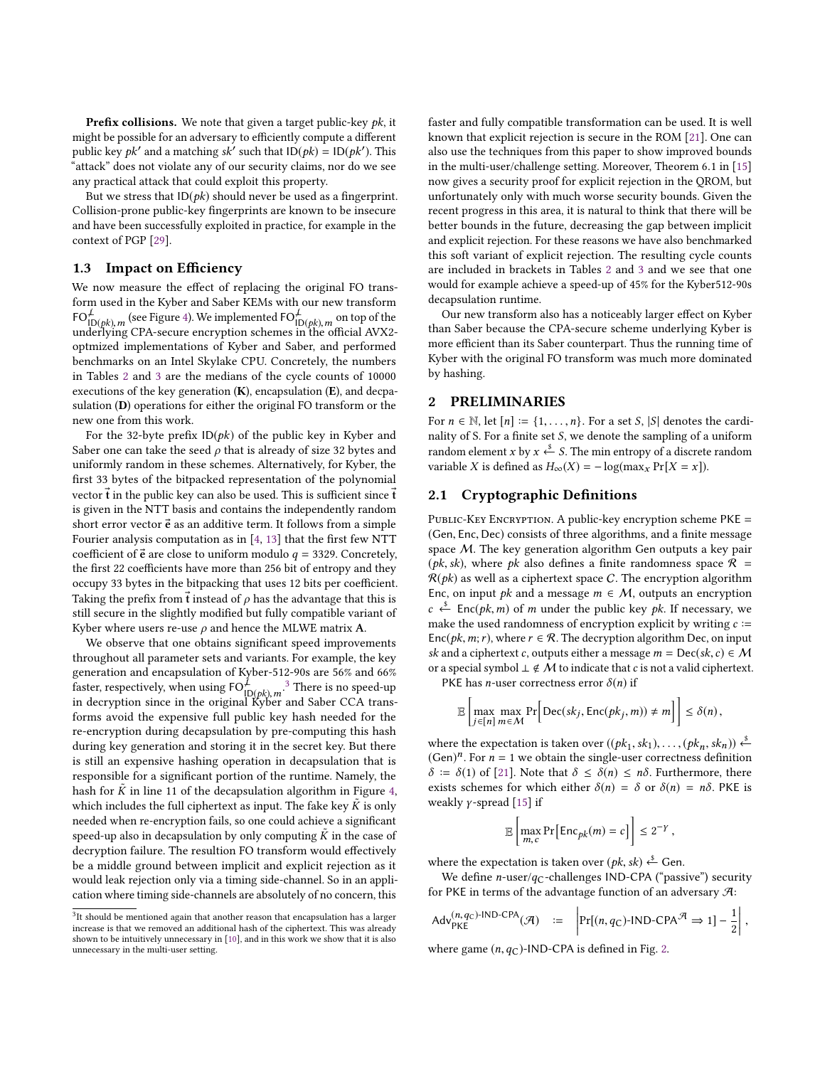**Prefix collisions.** We note that given a target public-key $pk$, it might be possible for an adversary to efficiently compute a different public key $pk'$ and a matching $sk'$ such that $\mathsf{ID}(pk) = \mathsf{ID}(pk')$. This "attack" does not violate any of our security claims, nor do we see any practical attack that could exploit this property.

But we stress that $\mathsf{ID}(pk)$ should never be used as a fingerprint. Collision-prone public-key fingerprints are known to be insecure and have been successfully exploited in practice, for example in the context of PGP [29].

## 1.3 Impact on Efficiency

We now measure the effect of replacing the original FO transform used in the Kyber and Saber KEMs with our new transform $\mathsf{FO}^{\not\perp}_{\mathsf{ID}(pk),m}$ (see Figure 4). We implemented $\mathsf{FO}^{\not\perp}_{\mathsf{ID}(pk),m}$ on top of the underlying CPA-secure encryption schemes in the official AVX2-optmized implementations of Kyber and Saber, and performed benchmarks on an Intel Skylake CPU. Concretely, the numbers in Tables 2 and 3 are the medians of the cycle counts of 10000 executions of the key generation (**K**), encapsulation (**E**), and decpasulation (**D**) operations for either the original FO transform or the new one from this work.

For the 32-byte prefix $\mathsf{ID}(pk)$ of the public key in Kyber and Saber one can take the seed $\rho$ that is already of size 32 bytes and uniformly random in these schemes. Alternatively, for Kyber, the first 33 bytes of the bitpacked representation of the polynomial vector $\vec{\mathbf{t}}$ in the public key can also be used. This is sufficient since $\vec{\mathbf{t}}$ is given in the NTT basis and contains the independently random short error vector $\vec{\mathbf{e}}$ as an additive term. It follows from a simple Fourier analysis computation as in [4, 13] that the first few NTT coefficient of $\vec{\mathbf{e}}$ are close to uniform modulo $q = 3329$. Concretely, the first 22 coefficients have more than 256 bit of entropy and they occupy 33 bytes in the bitpacking that uses 12 bits per coefficient. Taking the prefix from $\vec{\mathbf{t}}$ instead of $\rho$ has the advantage that this is still secure in the slightly modified but fully compatible variant of Kyber where users re-use $\rho$ and hence the MLWE matrix $\mathbf{A}$.

We observe that one obtains significant speed improvements throughout all parameter sets and variants. For example, the key generation and encapsulation of Kyber-512-90s are 56% and 66% faster, respectively, when using $\mathsf{FO}^{\not\perp}_{\mathsf{ID}(pk),m}$.[3] There is no speed-up in decryption since in the original Kyber and Saber CCA transforms avoid the expensive full public key hash needed for the re-encryption during decapsulation by pre-computing this hash during key generation and storing it in the secret key. But there is still an expensive hashing operation in decapsulation that is responsible for a significant portion of the runtime. Namely, the hash for $\tilde{K}$ in line 11 of the decapsulation algorithm in Figure 4, which includes the full ciphertext as input. The fake key $\tilde{K}$ is only needed when re-encryption fails, so one could achieve a significant speed-up also in decapsulation by only computing $\tilde{K}$ in the case of decryption failure. The resultion FO transform would effectively be a middle ground between implicit and explicit rejection as it would leak rejection only via a timing side-channel. So in an application where timing side-channels are absolutely of no concern, this faster and fully compatible transformation can be used. It is well known that explicit rejection is secure in the ROM [21]. One can also use the techniques from this paper to show improved bounds in the multi-user/challenge setting. Moreover, Theorem 6.1 in [15] now gives a security proof for explicit rejection in the QROM, but unfortunately only with much worse security bounds. Given the recent progress in this area, it is natural to think that there will be better bounds in the future, decreasing the gap between implicit and explicit rejection. For these reasons we have also benchmarked this soft variant of explicit rejection. The resulting cycle counts are included in brackets in Tables 2 and 3 and we see that one would for example achieve a speed-up of 45% for the Kyber512-90s decapsulation runtime.

Our new transform also has a noticeably larger effect on Kyber than Saber because the CPA-secure scheme underlying Kyber is more efficient than its Saber counterpart. Thus the running time of Kyber with the original FO transform was much more dominated by hashing.

[3] It should be mentioned again that another reason that encapsulation has a larger increase is that we removed an additional hash of the ciphertext. This was already shown to be intuitively unnecessary in [10], and in this work we show that it is also unnecessary in the multi-user setting.

# 2 PRELIMINARIES

For $n \in \mathbb{N}$, let $[n] := \{1, \ldots, n\}$. For a set $S$, $|S|$ denotes the cardinality of S. For a finite set $S$, we denote the sampling of a uniform random element $x$ by $x \xleftarrow{\$} S$. The min entropy of a discrete random variable $X$ is defined as $H_\infty(X) = -\log(\max_x \Pr[X = x])$.

## 2.1 Cryptographic Definitions

Public-Key Encryption. A public-key encryption scheme $\mathsf{PKE} = (\mathsf{Gen}, \mathsf{Enc}, \mathsf{Dec})$ consists of three algorithms, and a finite message space $\mathcal{M}$. The key generation algorithm Gen outputs a key pair $(pk, sk)$, where $pk$ also defines a finite randomness space $\mathcal{R} = \mathcal{R}(pk)$ as well as a ciphertext space $\mathcal{C}$. The encryption algorithm Enc, on input $pk$ and a message $m \in \mathcal{M}$, outputs an encryption $c \xleftarrow{\$} \mathsf{Enc}(pk, m)$ of $m$ under the public key $pk$. If necessary, we make the used randomness of encryption explicit by writing $c := \mathsf{Enc}(pk, m; r)$, where $r \in \mathcal{R}$. The decryption algorithm Dec, on input $sk$ and a ciphertext $c$, outputs either a message $m = \mathsf{Dec}(sk, c) \in \mathcal{M}$ or a special symbol $\perp \notin \mathcal{M}$ to indicate that $c$ is not a valid ciphertext.

PKE has $n$-user correctness error $\delta(n)$ if

$$\mathbb{E}\left[\max_{j \in [n]} \max_{m \in \mathcal{M}} \Pr\Big[\mathsf{Dec}(sk_j, \mathsf{Enc}(pk_j, m)) \neq m\Big]\right] \leq \delta(n),$$

where the expectation is taken over $((pk_1, sk_1), \ldots, (pk_n, sk_n)) \xleftarrow{\$} (\mathsf{Gen})^n$. For $n = 1$ we obtain the single-user correctness definition $\delta := \delta(1)$ of [21]. Note that $\delta \leq \delta(n) \leq n\delta$. Furthermore, there exists schemes for which either $\delta(n) = \delta$ or $\delta(n) = n\delta$. PKE is weakly $\gamma$-spread [15] if

$$\mathbb{E}\left[\max_{m, c} \Pr\big[\mathsf{Enc}_{pk}(m) = c\big]\right] \leq 2^{-\gamma},$$

where the expectation is taken over $(pk, sk) \xleftarrow{\$} \mathsf{Gen}$.

We define $n$-user/$q_C$-challenges IND-CPA ("passive") security for PKE in terms of the advantage function of an adversary $\mathcal{A}$:

$$\mathsf{Adv}^{(n,q_C)\text{-IND-CPA}}_{\mathsf{PKE}}(\mathcal{A}) \quad := \quad \left|\Pr[(n, q_C)\text{-IND-CPA}^{\mathcal{A}} \Rightarrow 1] - \frac{1}{2}\right|,$$

where game $(n, q_C)$-IND-CPA is defined in Fig. 2.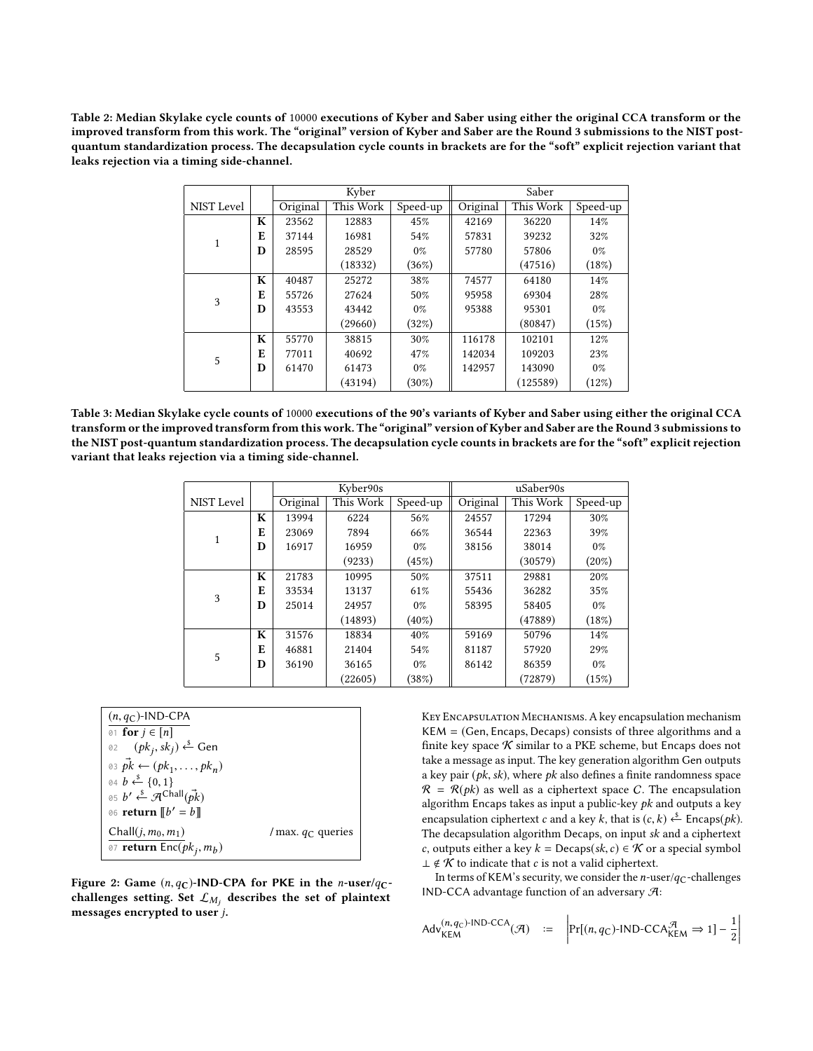**Table 2: Median Skylake cycle counts of 10000 executions of Kyber and Saber using either the original CCA transform or the improved transform from this work. The "original" version of Kyber and Saber are the Round 3 submissions to the NIST post-quantum standardization process. The decapsulation cycle counts in brackets are for the "soft" explicit rejection variant that leaks rejection via a timing side-channel.**

| | | Kyber | | | Saber | | |
|---|---|---|---|---|---|---|---|
| NIST Level | | Original | This Work | Speed-up | Original | This Work | Speed-up |
| 1 | **K** | 23562 | 12883 | 45% | 42169 | 36220 | 14% |
| | **E** | 37144 | 16981 | 54% | 57831 | 39232 | 32% |
| | **D** | 28595 | 28529 | 0% | 57780 | 57806 | 0% |
| | | | (18332) | (36%) | | (47516) | (18%) |
| 3 | **K** | 40487 | 25272 | 38% | 74577 | 64180 | 14% |
| | **E** | 55726 | 27624 | 50% | 95958 | 69304 | 28% |
| | **D** | 43553 | 43442 | 0% | 95388 | 95301 | 0% |
| | | | (29660) | (32%) | | (80847) | (15%) |
| 5 | **K** | 55770 | 38815 | 30% | 116178 | 102101 | 12% |
| | **E** | 77011 | 40692 | 47% | 142034 | 109203 | 23% |
| | **D** | 61470 | 61473 | 0% | 142957 | 143090 | 0% |
| | | | (43194) | (30%) | | (125589) | (12%) |

**Table 3: Median Skylake cycle counts of 10000 executions of the 90's variants of Kyber and Saber using either the original CCA transform or the improved transform from this work. The "original" version of Kyber and Saber are the Round 3 submissions to the NIST post-quantum standardization process. The decapsulation cycle counts in brackets are for the "soft" explicit rejection variant that leaks rejection via a timing side-channel.**

| | | Kyber90s | | | uSaber90s | | |
|---|---|---|---|---|---|---|---|
| NIST Level | | Original | This Work | Speed-up | Original | This Work | Speed-up |
| 1 | **K** | 13994 | 6224 | 56% | 24557 | 17294 | 30% |
| | **E** | 23069 | 7894 | 66% | 36544 | 22363 | 39% |
| | **D** | 16917 | 16959 | 0% | 38156 | 38014 | 0% |
| | | | (9233) | (45%) | | (30579) | (20%) |
| 3 | **K** | 21783 | 10995 | 50% | 37511 | 29881 | 20% |
| | **E** | 33534 | 13137 | 61% | 55436 | 36282 | 35% |
| | **D** | 25014 | 24957 | 0% | 58395 | 58405 | 0% |
| | | | (14893) | (40%) | | (47889) | (18%) |
| 5 | **K** | 31576 | 18834 | 40% | 59169 | 50796 | 14% |
| | **E** | 46881 | 21404 | 54% | 81187 | 57920 | 29% |
| | **D** | 36190 | 36165 | 0% | 86142 | 86359 | 0% |
| | | | (22605) | (38%) | | (72879) | (15%) |

```
(n, q_C)-IND-CPA
01 for j ∈ [n]
02   (pk_j, sk_j) ←$ Gen
03 pk⃗ ← (pk_1, ..., pk_n)
04 b ←$ {0,1}
05 b' ←$ A^Chall(pk⃗)
06 return [[b' = b]]

Chall(j, m_0, m_1)                / max. q_C queries
07 return Enc(pk_j, m_b)
```

**Figure 2: Game $(n, q_C)$-IND-CPA for PKE in the $n$-user/$q_C$-challenges setting. Set $\mathcal{L}_{M_j}$ describes the set of plaintext messages encrypted to user $j$.**

Key Encapsulation Mechanisms. A key encapsulation mechanism KEM = (Gen, Encaps, Decaps) consists of three algorithms and a finite key space $\mathcal{K}$ similar to a PKE scheme, but Encaps does not take a message as input. The key generation algorithm Gen outputs a key pair $(pk, sk)$, where $pk$ also defines a finite randomness space $\mathcal{R} = \mathcal{R}(pk)$ as well as a ciphertext space $C$. The encapsulation algorithm Encaps takes as input a public-key $pk$ and outputs a key encapsulation ciphertext $c$ and a key $k$, that is $(c, k) \xleftarrow{\$} \mathsf{Encaps}(pk)$. The decapsulation algorithm Decaps, on input $sk$ and a ciphertext $c$, outputs either a key $k = \mathsf{Decaps}(sk, c) \in \mathcal{K}$ or a special symbol $\perp \notin \mathcal{K}$ to indicate that $c$ is not a valid ciphertext.

In terms of KEM's security, we consider the $n$-user/$q_C$-challenges IND-CCA advantage function of an adversary $\mathcal{A}$:

$$\mathsf{Adv}_{\mathsf{KEM}}^{(n,q_C)\text{-IND-CCA}}(\mathcal{A}) \quad := \quad \left|\Pr[(n, q_C)\text{-IND-CCA}_{\mathsf{KEM}}^{\mathcal{A}} \Rightarrow 1] - \frac{1}{2}\right|$$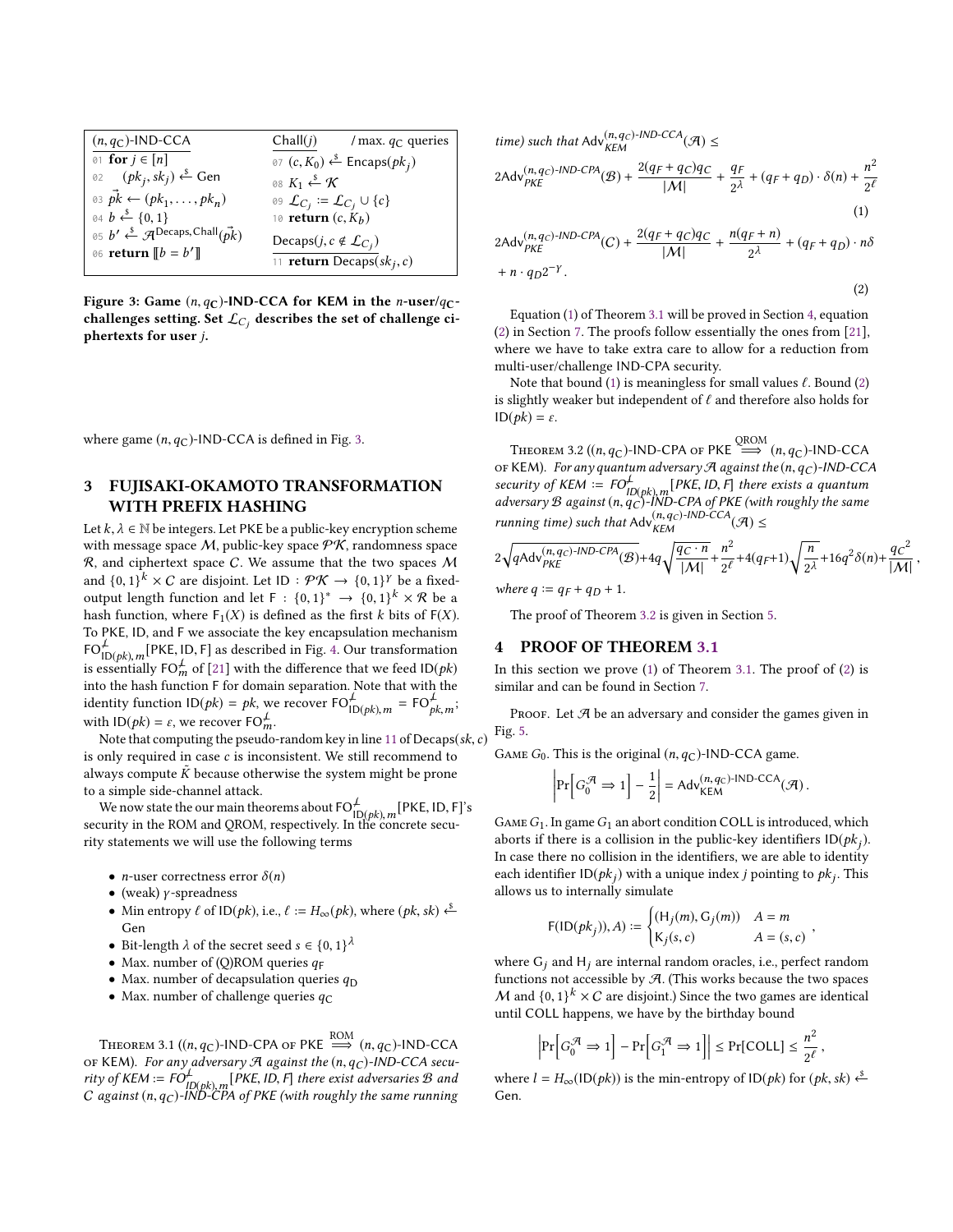| $(n, q_C)$-IND-CCA | $\mathsf{Chall}(j)$ / max. $q_C$ queries |
|---|---|
| 01 **for** $j \in [n]$ | 07 $(c, K_0) \xleftarrow{\$} \mathsf{Encaps}(pk_j)$ |
| 02 $\quad (pk_j, sk_j) \xleftarrow{\$} \mathsf{Gen}$ | 08 $K_1 \xleftarrow{\$} \mathcal{K}$ |
| 03 $\vec{pk} \leftarrow (pk_1, \ldots, pk_n)$ | 09 $\mathcal{L}_{C_j} := \mathcal{L}_{C_j} \cup \{c\}$ |
| 04 $b \xleftarrow{\$} \{0,1\}$ | 10 **return** $(c, K_b)$ |
| 05 $b' \xleftarrow{\$} \mathcal{A}^{\mathsf{Decaps},\mathsf{Chall}}(\vec{pk})$ | $\mathsf{Decaps}(j, c \notin \mathcal{L}_{C_j})$ |
| 06 **return** $[\![b = b']\!]$ | 11 **return** $\mathsf{Decaps}(sk_j, c)$ |

**Figure 3: Game $(n, q_C)$-IND-CCA for KEM in the $n$-user/$q_C$-challenges setting. Set $\mathcal{L}_{C_j}$ describes the set of challenge ciphertexts for user $j$.**

where game $(n, q_C)$-IND-CCA is defined in Fig. 3.

## 3 FUJISAKI-OKAMOTO TRANSFORMATION WITH PREFIX HASHING

Let $k, \lambda \in \mathbb{N}$ be integers. Let PKE be a public-key encryption scheme with message space $\mathcal{M}$, public-key space $\mathcal{PK}$, randomness space $\mathcal{R}$, and ciphertext space $\mathcal{C}$. We assume that the two spaces $\mathcal{M}$ and $\{0,1\}^k \times \mathcal{C}$ are disjoint. Let $\mathsf{ID} : \mathcal{PK} \to \{0,1\}^\gamma$ be a fixed-output length function and let $\mathsf{F} : \{0,1\}^* \to \{0,1\}^k \times \mathcal{R}$ be a hash function, where $\mathsf{F}_1(X)$ is defined as the first $k$ bits of $\mathsf{F}(X)$. To PKE, ID, and F we associate the key encapsulation mechanism $\mathsf{FO}^{\not\perp}_{\mathsf{ID}(pk),m}[\mathsf{PKE}, \mathsf{ID}, \mathsf{F}]$ as described in Fig. 4. Our transformation is essentially $\mathsf{FO}^{\not\perp}_m$ of [21] with the difference that we feed $\mathsf{ID}(pk)$ into the hash function F for domain separation. Note that with the identity function $\mathsf{ID}(pk) = pk$, we recover $\mathsf{FO}^{\not\perp}_{\mathsf{ID}(pk),m} = \mathsf{FO}^{\not\perp}_{pk,m}$; with $\mathsf{ID}(pk) = \varepsilon$, we recover $\mathsf{FO}^{\not\perp}_m$.

Note that computing the pseudo-random key in line 11 of $\mathsf{Decaps}(sk, c)$ is only required in case $c$ is inconsistent. We still recommend to always compute $\tilde{K}$ because otherwise the system might be prone to a simple side-channel attack.

We now state the our main theorems about $\mathsf{FO}^{\not\perp}_{\mathsf{ID}(pk),m}[\mathsf{PKE}, \mathsf{ID}, \mathsf{F}]$'s security in the ROM and QROM, respectively. In the concrete security statements we will use the following terms

- $n$-user correctness error $\delta(n)$
- (weak) $\gamma$-spreadness
- Min entropy $\ell$ of $\mathsf{ID}(pk)$, i.e., $\ell := H_\infty(pk)$, where $(pk, sk) \xleftarrow{\$} \mathsf{Gen}$
- Bit-length $\lambda$ of the secret seed $s \in \{0,1\}^\lambda$
- Max. number of (Q)ROM queries $q_F$
- Max. number of decapsulation queries $q_D$
- Max. number of challenge queries $q_C$

Theorem 3.1 ($(n, q_C)$-IND-CPA of PKE $\overset{\text{ROM}}{\Longrightarrow}$ $(n, q_C)$-IND-CCA of KEM). *For any adversary $\mathcal{A}$ against the $(n, q_C)$-IND-CCA security of KEM $:= \mathsf{FO}^{\not\perp}_{\mathsf{ID}(pk),m}[\mathsf{PKE}, \mathsf{ID}, \mathsf{F}]$ there exist adversaries $\mathcal{B}$ and $\mathcal{C}$ against $(n, q_C)$-IND-CPA of PKE (with roughly the same running time) such that* $\mathsf{Adv}^{(n,q_C)\text{-IND-CCA}}_{KEM}(\mathcal{A}) \leq$

$$2\mathsf{Adv}^{(n,q_C)\text{-IND-CPA}}_{PKE}(\mathcal{B}) + \frac{2(q_F + q_C)q_C}{|\mathcal{M}|} + \frac{q_F}{2^\lambda} + (q_F + q_D) \cdot \delta(n) + \frac{n^2}{2^\ell} \tag{1}$$

$$2\mathsf{Adv}^{(n,q_C)\text{-IND-CPA}}_{PKE}(\mathcal{C}) + \frac{2(q_F + q_C)q_C}{|\mathcal{M}|} + \frac{n(q_F + n)}{2^\lambda} + (q_F + q_D) \cdot n\delta + n \cdot q_D 2^{-\gamma}. \tag{2}$$

Equation (1) of Theorem 3.1 will be proved in Section 4, equation (2) in Section 7. The proofs follow essentially the ones from [21], where we have to take extra care to allow for a reduction from multi-user/challenge IND-CPA security.

Note that bound (1) is meaningless for small values $\ell$. Bound (2) is slightly weaker but independent of $\ell$ and therefore also holds for $\mathsf{ID}(pk) = \varepsilon$.

Theorem 3.2 ($(n, q_C)$-IND-CPA of PKE $\overset{\text{QROM}}{\Longrightarrow}$ $(n, q_C)$-IND-CCA of KEM). *For any quantum adversary $\mathcal{A}$ against the $(n, q_C)$-IND-CCA security of KEM $:= \mathsf{FO}^{\not\perp}_{\mathsf{ID}(pk),m}[\mathsf{PKE}, \mathsf{ID}, \mathsf{F}]$ there exists a quantum adversary $\mathcal{B}$ against $(n, q_C)$-IND-CPA of PKE (with roughly the same running time) such that* $\mathsf{Adv}^{(n,q_C)\text{-IND-CCA}}_{KEM}(\mathcal{A}) \leq$

$$2\sqrt{q\mathsf{Adv}^{(n,q_C)\text{-IND-CPA}}_{PKE}(\mathcal{B})} + 4q\sqrt{\frac{q_C \cdot n}{|\mathcal{M}|} + \frac{n^2}{2^\ell} + 4(q_F+1)\sqrt{\frac{n}{2^\lambda}} + 16q^2\delta(n)} + \frac{q_C{}^2}{|\mathcal{M}|},$$

*where $q := q_F + q_D + 1$.*

The proof of Theorem 3.2 is given in Section 5.

## 4 PROOF OF THEOREM 3.1

In this section we prove (1) of Theorem 3.1. The proof of (2) is similar and can be found in Section 7.

Proof. Let $\mathcal{A}$ be an adversary and consider the games given in Fig. 5.

Game $G_0$. This is the original $(n, q_C)$-IND-CCA game.

$$\left|\Pr\left[G_0^{\mathcal{A}} \Rightarrow 1\right] - \frac{1}{2}\right| = \mathsf{Adv}^{(n,q_C)\text{-IND-CCA}}_{\mathsf{KEM}}(\mathcal{A}).$$

Game $G_1$. In game $G_1$ an abort condition COLL is introduced, which aborts if there is a collision in the public-key identifiers $\mathsf{ID}(pk_j)$. In case there no collision in the identifiers, we are able to identity each identifier $\mathsf{ID}(pk_j)$ with a unique index $j$ pointing to $pk_j$. This allows us to internally simulate

$$\mathsf{F}(\mathsf{ID}(pk_j)), A) := \begin{cases} (\mathsf{H}_j(m), \mathsf{G}_j(m)) & A = m \\ \mathsf{K}_j(s, c) & A = (s, c) \end{cases},$$

where $\mathsf{G}_j$ and $\mathsf{H}_j$ are internal random oracles, i.e., perfect random functions not accessible by $\mathcal{A}$. (This works because the two spaces $\mathcal{M}$ and $\{0,1\}^k \times \mathcal{C}$ are disjoint.) Since the two games are identical until COLL happens, we have by the birthday bound

$$\left|\Pr\left[G_0^{\mathcal{A}} \Rightarrow 1\right] - \Pr\left[G_1^{\mathcal{A}} \Rightarrow 1\right]\right| \leq \Pr[\mathsf{COLL}] \leq \frac{n^2}{2^\ell},$$

where $l = H_\infty(\mathsf{ID}(pk))$ is the min-entropy of $\mathsf{ID}(pk)$ for $(pk, sk) \xleftarrow{\$} \mathsf{Gen}$.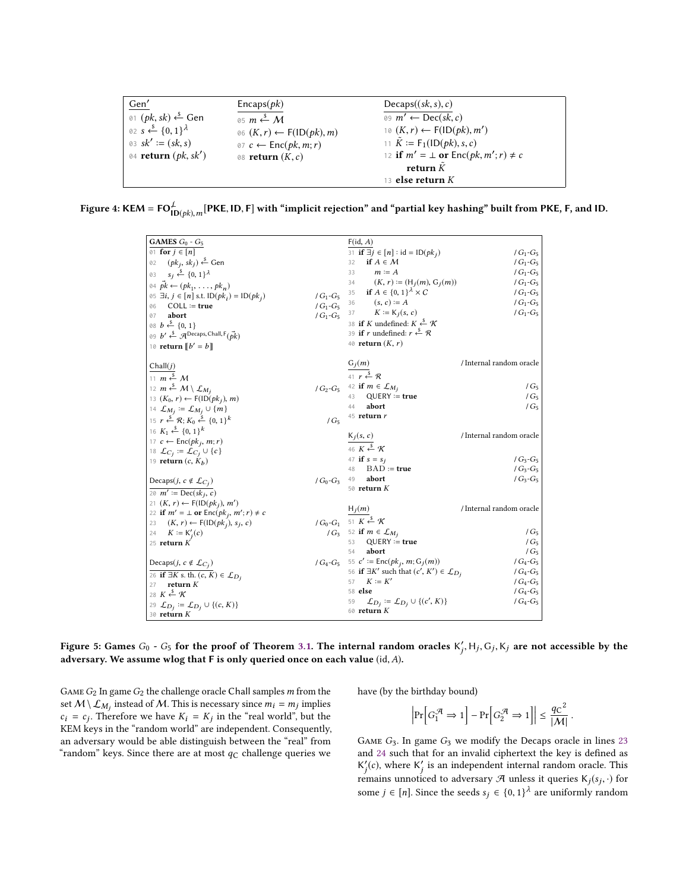```
Gen'
01 (pk, sk) <-$ Gen
02 s <-$ {0,1}^λ
03 sk' := (sk, s)
04 return (pk, sk')

Encaps(pk)
05 m <-$ M
06 (K, r) <- F(ID(pk), m)
07 c <- Enc(pk, m; r)
08 return (K, c)

Decaps((sk, s), c)
09 m' <- Dec(sk, c)
10 (K, r) <- F(ID(pk), m')
11 K~ := F_1(ID(pk), s, c)
12 if m' = ⊥ or Enc(pk, m'; r) ≠ c
      return K~
13 else return K
```

**Figure 4: KEM = $\mathsf{FO}^{\not\bot}_{\mathsf{ID}(pk),m}$[PKE, ID, F] with "implicit rejection" and "partial key hashing" built from PKE, F, and ID.**

```
GAMES G0 - G5
01 for j ∈ [n]
02    (pk_j, sk_j) <-$ Gen
03    s_j <-$ {0,1}^λ
04 pk⃗ <- (pk_1, ..., pk_n)
05 ∃i, j ∈ [n] s.t. ID(pk_i) = ID(pk_j)          / G1-G5
06    COLL := true                               / G1-G5
07    abort                                      / G1-G5
08 b <-$ {0,1}
09 b' <-$ A^{Decaps, Chall, F}(pk⃗)
10 return [[b' = b]]

Chall(j)
11 m <-$ M
12 m <-$ M \ L_{M_j}                             / G2-G5
13 (K_0, r) <- F(ID(pk_j), m)
14 L_{M_j} := L_{M_j} ∪ {m}
15 r <-$ R; K_0 <-$ {0,1}^k                      / G5
16 K_1 <-$ {0,1}^k
17 c <- Enc(pk_j, m; r)
18 L_{C_j} := L_{C_j} ∪ {c}
19 return (c, K_b)

Decaps(j, c ∉ L_{C_j})                           / G0-G3
20 m' := Dec(sk_j, c)
21 (K, r) <- F(ID(pk_j), m')
22 if m' = ⊥ or Enc(pk_j, m'; r) ≠ c
23    (K, r) <- F(ID(pk_j), s_j, c)              / G0-G1
24    K := K'_j(c)                               / G3
25 return K

Decaps(j, c ∉ L_{C_j})                           / G4-G5
26 if ∃K s. th. (c, K) ∈ L_{D_j}
27    return K
28 K <-$ K
29 L_{D_j} := L_{D_j} ∪ {(c, K)}
30 return K

F(id, A)
31 if ∃j ∈ [n] : id = ID(pk_j)                   / G1-G5
32    if A ∈ M                                   / G1-G5
33       m := A                                  / G1-G5
34       (K, r) := (H_j(m), G_j(m))              / G1-G5
35    if A ∈ {0,1}^λ × C                         / G1-G5
36       (s, c) := A                             / G1-G5
37       K := K_j(s, c)                          / G1-G5
38 if K undefined: K <-$ K
39 if r undefined: r <-$ R
40 return (K, r)

G_j(m)                          / Internal random oracle
41 r <-$ R
42 if m ∈ L_{M_j}                                / G5
43    QUERY := true                              / G5
44    abort                                      / G5
45 return r

K_j(s, c)                       / Internal random oracle
46 K <-$ K
47 if s = s_j                                    / G3-G5
48    BAD := true                                / G3-G5
49    abort                                      / G3-G5
50 return K

H_j(m)                          / Internal random oracle
51 K <-$ K
52 if m ∈ L_{M_j}                                / G5
53    QUERY := true                              / G5
54    abort                                      / G5
55 c' := Enc(pk_j, m; G_j(m))                    / G4-G5
56 if ∃K' such that (c', K') ∈ L_{D_j}           / G4-G5
57    K := K'                                    / G4-G5
58 else                                          / G4-G5
59    L_{D_j} := L_{D_j} ∪ {(c', K)}             / G4-G5
60 return K
```

**Figure 5: Games $G_0$ - $G_5$ for the proof of Theorem 3.1. The internal random oracles $\mathsf{K}'_j, \mathsf{H}_j, \mathsf{G}_j, \mathsf{K}_j$ are not accessible by the adversary. We assume wlog that F is only queried once on each value (id, $A$).**

Game $G_2$ In game $G_2$ the challenge oracle Chall samples $m$ from the set $\mathcal{M} \setminus \mathcal{L}_{M_j}$ instead of $\mathcal{M}$. This is necessary since $m_i = m_j$ implies $c_i = c_j$. Therefore we have $K_i = K_j$ in the "real world", but the KEM keys in the "random world" are independent. Consequently, an adversary would be able distinguish between the "real" from "random" keys. Since there are at most $q_C$ challenge queries we have (by the birthday bound)

$$\left|\Pr\left[G_1^{\mathcal{A}} \Rightarrow 1\right] - \Pr\left[G_2^{\mathcal{A}} \Rightarrow 1\right]\right| \leq \frac{{q_C}^2}{|\mathcal{M}|}.$$

Game $G_3$. In game $G_3$ we modify the Decaps oracle in lines 23 and 24 such that for an invalid ciphertext the key is defined as $\mathsf{K}'_j(c)$, where $\mathsf{K}'_j$ is an independent internal random oracle. This remains unnoticed to adversary $\mathcal{A}$ unless it queries $\mathsf{K}_j(s_j, \cdot)$ for some $j \in [n]$. Since the seeds $s_j \in \{0,1\}^\lambda$ are uniformly random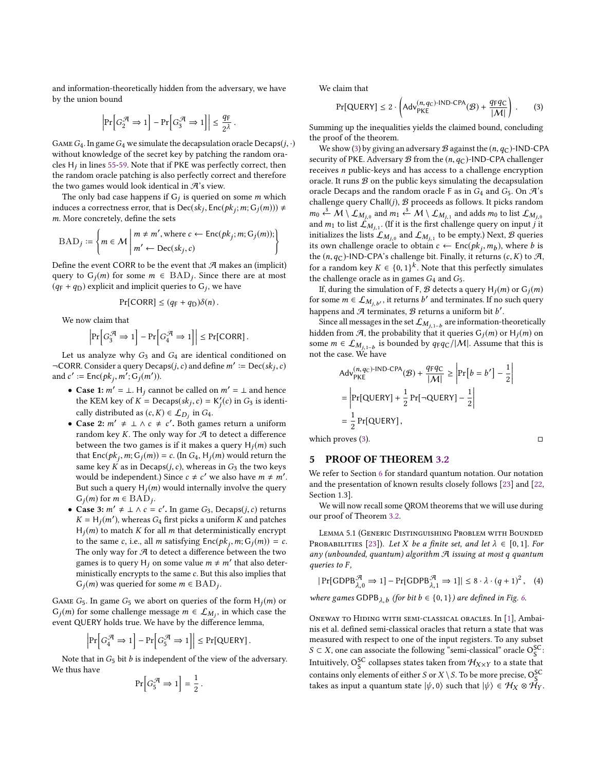and information-theoretically hidden from the adversary, we have by the union bound

$$\left|\Pr\left[G_2^{\mathcal{A}} \Rightarrow 1\right] - \Pr\left[G_3^{\mathcal{A}} \Rightarrow 1\right]\right| \leq \frac{q_{\mathsf{F}}}{2^{\lambda}} .$$

Game $G_4$. In game $G_4$ we simulate the decapsulation oracle $\mathsf{Decaps}(j, \cdot)$ without knowledge of the secret key by patching the random oracles $\mathsf{H}_j$ in lines 55-59. Note that if PKE was perfectly correct, then the random oracle patching is also perfectly correct and therefore the two games would look identical in $\mathcal{A}$'s view.

The only bad case happens if $\mathsf{G}_j$ is queried on some $m$ which induces a correctness error, that is $\mathsf{Dec}(sk_j, \mathsf{Enc}(pk_j; m; \mathsf{G}_j(m))) \neq m$. More concretely, define the sets

$$\mathrm{BAD}_j := \left\{ m \in \mathcal{M} \;\middle|\; \begin{array}{l} m \neq m', \text{where } c \leftarrow \mathsf{Enc}(pk_j; m; \mathsf{G}_j(m)); \\ m' \leftarrow \mathsf{Dec}(sk_j, c) \end{array} \right\}$$

Define the event CORR to be the event that $\mathcal{A}$ makes an (implicit) query to $\mathsf{G}_j(m)$ for some $m \in \mathrm{BAD}_j$. Since there are at most $(q_{\mathsf{F}} + q_{\mathsf{D}})$ explicit and implicit queries to $\mathsf{G}_j$, we have

$$\Pr[\mathrm{CORR}] \leq (q_{\mathsf{F}} + q_{\mathsf{D}})\delta(n) .$$

We now claim that

$$\left|\Pr\left[G_3^{\mathcal{A}} \Rightarrow 1\right] - \Pr\left[G_4^{\mathcal{A}} \Rightarrow 1\right]\right| \leq \Pr[\mathrm{CORR}] .$$

Let us analyze why $G_3$ and $G_4$ are identical conditioned on $\neg$CORR. Consider a query $\mathsf{Decaps}(j, c)$ and define $m' := \mathsf{Dec}(sk_j, c)$ and $c' := \mathsf{Enc}(pk_j, m'; \mathsf{G}_j(m'))$.

- **Case 1:** $m' = \perp$. $\mathsf{H}_j$ cannot be called on $m' = \perp$ and hence the KEM key of $K = \mathsf{Decaps}(sk_j, c) = \mathsf{K}'_j(c)$ in $G_3$ is identically distributed as $(c, K) \in \mathcal{L}_{D_j}$ in $G_4$.
- **Case 2:** $m' \neq \perp \wedge c \neq c'$. Both games return a uniform random key $K$. The only way for $\mathcal{A}$ to detect a difference between the two games is if it makes a query $\mathsf{H}_j(m)$ such that $\mathsf{Enc}(pk_j, m; \mathsf{G}_j(m)) = c$. (In $G_4$, $\mathsf{H}_j(m)$ would return the same key $K$ as in $\mathsf{Decaps}(j, c)$, whereas in $G_3$ the two keys would be independent.) Since $c \neq c'$ we also have $m \neq m'$. But such a query $\mathsf{H}_j(m)$ would internally involve the query $\mathsf{G}_j(m)$ for $m \in \mathrm{BAD}_j$.
- **Case 3:** $m' \neq \perp \wedge c = c'$. In game $G_3$, $\mathsf{Decaps}(j, c)$ returns $K = \mathsf{H}_j(m')$, whereas $G_4$ first picks a uniform $K$ and patches $\mathsf{H}_j(m)$ to match $K$ for all $m$ that deterministically encrypt to the same $c$, i.e., all $m$ satisfying $\mathsf{Enc}(pk_j, m; \mathsf{G}_j(m)) = c$. The only way for $\mathcal{A}$ to detect a difference between the two games is to query $\mathsf{H}_j$ on some value $m \neq m'$ that also deterministically encrypts to the same $c$. But this also implies that $\mathsf{G}_j(m)$ was queried for some $m \in \mathrm{BAD}_j$.

Game $G_5$. In game $G_5$ we abort on queries of the form $\mathsf{H}_j(m)$ or $\mathsf{G}_j(m)$ for some challenge message $m \in \mathcal{L}_{M_j}$, in which case the event QUERY holds true. We have by the difference lemma,

$$\left|\Pr\left[G_4^{\mathcal{A}} \Rightarrow 1\right] - \Pr\left[G_5^{\mathcal{A}} \Rightarrow 1\right]\right| \leq \Pr[\mathrm{QUERY}] .$$

Note that in $G_5$ bit $b$ is independent of the view of the adversary. We thus have

$$\Pr\left[G_5^{\mathcal{A}} \Rightarrow 1\right] = \frac{1}{2} .$$

We claim that

$$\Pr[\mathrm{QUERY}] \leq 2 \cdot \left(\mathsf{Adv}_{\mathsf{PKE}}^{(n,q_{\mathsf{C}})\text{-IND-CPA}}(\mathcal{B}) + \frac{q_{\mathsf{F}} q_{\mathsf{C}}}{|\mathcal{M}|}\right) . \quad (3)$$

Summing up the inequalities yields the claimed bound, concluding the proof of the theorem.

We show (3) by giving an adversary $\mathcal{B}$ against the $(n, q_{\mathsf{C}})$-IND-CPA security of PKE. Adversary $\mathcal{B}$ from the $(n, q_{\mathsf{C}})$-IND-CPA challenger receives $n$ public-keys and has access to a challenge encryption oracle. It runs $\mathcal{B}$ on the public keys simulating the decapsulation oracle Decaps and the random oracle $\mathsf{F}$ as in $G_4$ and $G_5$. On $\mathcal{A}$'s challenge query $\mathsf{Chall}(j)$, $\mathcal{B}$ proceeds as follows. It picks random $m_0 \xleftarrow{\$} \mathcal{M} \setminus \mathcal{L}_{M_{j,0}}$ and $m_1 \xleftarrow{\$} \mathcal{M} \setminus \mathcal{L}_{M_{j,1}}$ and adds $m_0$ to list $\mathcal{L}_{M_{j,0}}$ and $m_1$ to list $\mathcal{L}_{M_{j,1}}$. (If it is the first challenge query on input $j$ it initializes the lists $\mathcal{L}_{M_{j,0}}$ and $\mathcal{L}_{M_{j,1}}$ to be empty.) Next, $\mathcal{B}$ queries its own challenge oracle to obtain $c \leftarrow \mathsf{Enc}(pk_j, m_b)$, where $b$ is the $(n, q_{\mathsf{C}})$-IND-CPA's challenge bit. Finally, it returns $(c, K)$ to $\mathcal{A}$, for a random key $K \in \{0, 1\}^k$. Note that this perfectly simulates the challenge oracle as in games $G_4$ and $G_5$.

If, during the simulation of $\mathsf{F}$, $\mathcal{B}$ detects a query $\mathsf{H}_j(m)$ or $\mathsf{G}_j(m)$ for some $m \in \mathcal{L}_{M_{j,b'}}$, it returns $b'$ and terminates. If no such query happens and $\mathcal{A}$ terminates, $\mathcal{B}$ returns a uniform bit $b'$.

Since all messages in the set $\mathcal{L}_{M_{j,1-b}}$ are information-theoretically hidden from $\mathcal{A}$, the probability that it queries $\mathsf{G}_j(m)$ or $\mathsf{H}_j(m)$ on some $m \in \mathcal{L}_{M_{j,1-b}}$ is bounded by $q_{\mathsf{F}} q_{\mathsf{C}}/|\mathcal{M}|$. Assume that this is not the case. We have

$$\begin{aligned}
\mathsf{Adv}_{\mathsf{PKE}}^{(n,q_{\mathsf{C}})\text{-IND-CPA}}(\mathcal{B}) + \frac{q_{\mathsf{F}} q_{\mathsf{C}}}{|\mathcal{M}|} &\geq \left|\Pr\left[b = b'\right] - \frac{1}{2}\right| \\
&= \left|\Pr[\mathrm{QUERY}] + \frac{1}{2}\Pr[\neg\mathrm{QUERY}] - \frac{1}{2}\right| \\
&= \frac{1}{2}\Pr[\mathrm{QUERY}] ,
\end{aligned}$$

which proves (3). □

## 5 PROOF OF THEOREM 3.2

We refer to Section 6 for standard quantum notation. Our notation and the presentation of known results closely follows [23] and [22, Section 1.3].

We will now recall some QROM theorems that we will use during our proof of Theorem 3.2.

Lemma 5.1 (Generic Distinguishing Problem with Bounded Probabilities [23]). *Let $X$ be a finite set, and let $\lambda \in [0, 1]$. For any (unbounded, quantum) algorithm $\mathcal{A}$ issuing at most $q$ quantum queries to $F$,*

$$|\Pr[\mathrm{GDPB}_{\lambda,0}^{\mathcal{A}} \Rightarrow 1] - \Pr[\mathrm{GDPB}_{\lambda,1}^{\mathcal{A}} \Rightarrow 1]| \leq 8 \cdot \lambda \cdot (q+1)^2 , \quad (4)$$

*where games $\mathrm{GDPB}_{\lambda,b}$ (for bit $b \in \{0, 1\}$) are defined in Fig. 6.*

Oneway to Hiding with semi-classical oracles. In [1], Ambainis et al. defined semi-classical oracles that return a state that was measured with respect to one of the input registers. To any subset $S \subset X$, one can associate the following "semi-classical" oracle $\mathsf{O}_S^{\mathsf{SC}}$: Intuitively, $\mathsf{O}_S^{\mathsf{SC}}$ collapses states taken from $\mathcal{H}_{X \times Y}$ to a state that contains only elements of either $S$ or $X \setminus S$. To be more precise, $\mathsf{O}_S^{\mathsf{SC}}$ takes as input a quantum state $|\psi, 0\rangle$ such that $|\psi\rangle \in \mathcal{H}_X \otimes \mathcal{H}_Y$.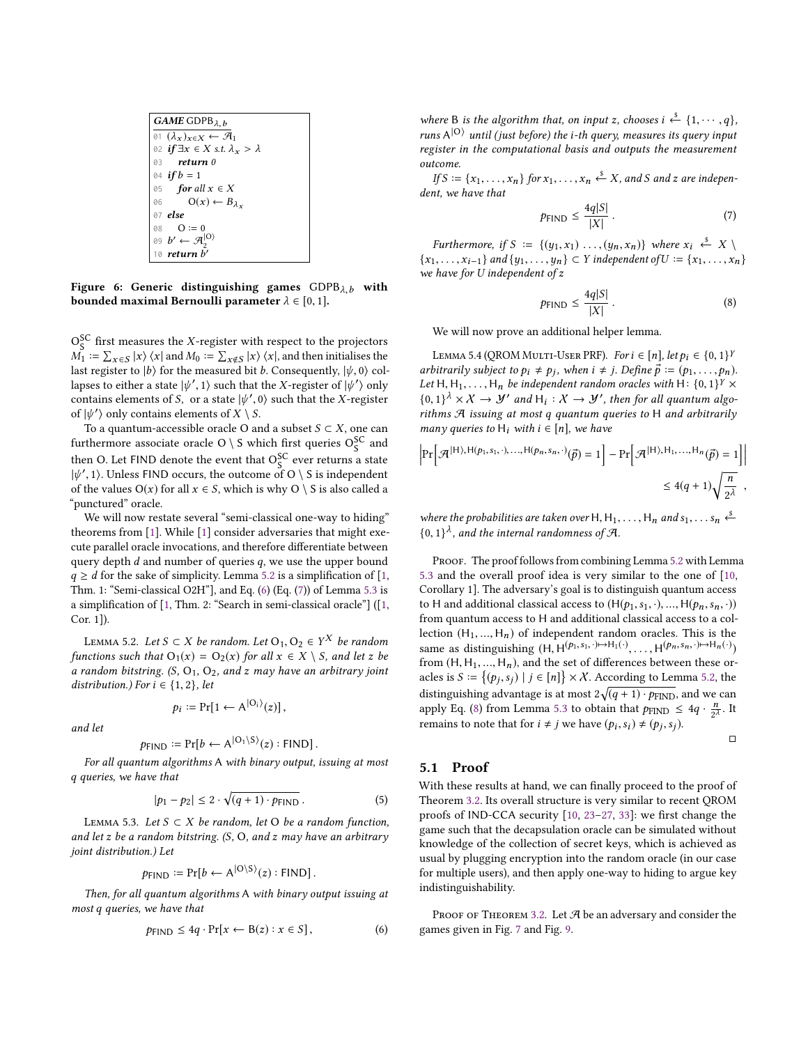```
GAME GDPB_{λ,b}
01 (λ_x)_{x∈X} ← A_1
02 if ∃x ∈ X s.t. λ_x > λ
03    return 0
04 if b = 1
05    for all x ∈ X
06       O(x) ← B_{λ_x}
07 else
08    O := 0
09 b' ← A_2^{|O⟩}
10 return b'
```

**Figure 6: Generic distinguishing games $\mathsf{GDPB}_{\lambda,b}$ with bounded maximal Bernoulli parameter $\lambda \in [0, 1]$.**

$\mathsf{O}_S^{\mathsf{SC}}$ first measures the $X$-register with respect to the projectors $M_1 := \sum_{x\in S} |x\rangle\langle x|$ and $M_0 := \sum_{x\notin S} |x\rangle\langle x|$, and then initialises the last register to $|b\rangle$ for the measured bit $b$. Consequently, $|\psi, 0\rangle$ collapses to either a state $|\psi', 1\rangle$ such that the $X$-register of $|\psi'\rangle$ only contains elements of $S$, or a state $|\psi', 0\rangle$ such that the $X$-register of $|\psi'\rangle$ only contains elements of $X \setminus S$.

To a quantum-accessible oracle O and a subset $S \subset X$, one can furthermore associate oracle $\mathsf{O} \setminus S$ which first queries $\mathsf{O}_S^{\mathsf{SC}}$ and then O. Let FIND denote the event that $\mathsf{O}_S^{\mathsf{SC}}$ ever returns a state $|\psi', 1\rangle$. Unless FIND occurs, the outcome of $\mathsf{O} \setminus S$ is independent of the values $\mathsf{O}(x)$ for all $x \in S$, which is why $\mathsf{O} \setminus S$ is also called a "punctured" oracle.

We will now restate several "semi-classical one-way to hiding" theorems from [1]. While [1] consider adversaries that might execute parallel oracle invocations, and therefore differentiate between query depth $d$ and number of queries $q$, we use the upper bound $q \geq d$ for the sake of simplicity. Lemma 5.2 is a simplification of [1, Thm. 1: "Semi-classical O2H"], and Eq. (6) (Eq. (7)) of Lemma 5.3 is a simplification of [1, Thm. 2: "Search in semi-classical oracle"] ([1, Cor. 1]).

Lemma 5.2. *Let $S \subset X$ be random. Let $\mathsf{O}_1, \mathsf{O}_2 \in Y^X$ be random functions such that $\mathsf{O}_1(x) = \mathsf{O}_2(x)$ for all $x \in X \setminus S$, and let $z$ be a random bitstring. ($S$, $\mathsf{O}_1$, $\mathsf{O}_2$, and $z$ may have an arbitrary joint distribution.) For $i \in \{1, 2\}$, let*

$$p_i := \Pr[1 \leftarrow \mathsf{A}^{|\mathsf{O}_i\rangle}(z)] ,$$

*and let*

$$p_{\mathsf{FIND}} := \Pr[b \leftarrow \mathsf{A}^{|\mathsf{O}_1 \setminus S\rangle}(z) : \mathsf{FIND}] .$$

*For all quantum algorithms A with binary output, issuing at most $q$ queries, we have that*

$$|p_1 - p_2| \leq 2 \cdot \sqrt{(q+1) \cdot p_{\mathsf{FIND}}} . \tag{5}$$

Lemma 5.3. *Let $S \subset X$ be random, let O be a random function, and let $z$ be a random bitstring. ($S$, O, and $z$ may have an arbitrary joint distribution.) Let*

$$p_{\mathsf{FIND}} := \Pr[b \leftarrow \mathsf{A}^{|\mathsf{O} \setminus S\rangle}(z) : \mathsf{FIND}] .$$

*Then, for all quantum algorithms A with binary output issuing at most $q$ queries, we have that*

$$p_{\mathsf{FIND}} \leq 4q \cdot \Pr[x \leftarrow \mathsf{B}(z) : x \in S] , \tag{6}$$

*where B is the algorithm that, on input $z$, chooses $i \xleftarrow{\$} \{1, \cdots, q\}$, runs $\mathsf{A}^{|\mathsf{O}\rangle}$ until (just before) the $i$-th query, measures its query input register in the computational basis and outputs the measurement outcome.*

*If $S := \{x_1, \ldots, x_n\}$ for $x_1, \ldots, x_n \xleftarrow{\$} X$, and $S$ and $z$ are independent, we have that*

$$p_{\mathsf{FIND}} \leq \frac{4q|S|}{|X|} . \tag{7}$$

*Furthermore, if $S := \{(y_1, x_1) \ldots, (y_n, x_n)\}$ where $x_i \xleftarrow{\$} X \setminus \{x_1, \ldots, x_{i-1}\}$ and $\{y_1, \ldots, y_n\} \subset Y$ independent of $U := \{x_1, \ldots, x_n\}$ we have for $U$ independent of $z$*

$$p_{\mathsf{FIND}} \leq \frac{4q|S|}{|X|} . \tag{8}$$

We will now prove an additional helper lemma.

Lemma 5.4 (QROM Multi-User PRF). *For $i \in [n]$, let $p_i \in \{0, 1\}^Y$ arbitrarily subject to $p_i \neq p_j$, when $i \neq j$. Define $\vec{p} := (p_1, \ldots, p_n)$. Let $\mathsf{H}, \mathsf{H}_1, \ldots, \mathsf{H}_n$ be independent random oracles with $\mathsf{H}\colon \{0, 1\}^Y \times \{0, 1\}^\lambda \times \mathcal{X} \to \mathcal{Y}'$ and $\mathsf{H}_i : \mathcal{X} \to \mathcal{Y}'$, then for all quantum algorithms $\mathcal{A}$ issuing at most $q$ quantum queries to H and arbitrarily many queries to $\mathsf{H}_i$ with $i \in [n]$, we have*

$$\left|\Pr\left[\mathcal{A}^{|\mathsf{H}\rangle, \mathsf{H}(p_1, s_1, \cdot), \ldots, \mathsf{H}(p_n, s_n, \cdot)}(\vec{p}) = 1\right] - \Pr\left[\mathcal{A}^{|\mathsf{H}\rangle, \mathsf{H}_1, \ldots, \mathsf{H}_n}(\vec{p}) = 1\right]\right| \leq 4(q+1)\sqrt{\frac{n}{2^\lambda}} \ ,$$

*where the probabilities are taken over $\mathsf{H}, \mathsf{H}_1, \ldots, \mathsf{H}_n$ and $s_1, \ldots s_n \xleftarrow{\$} \{0, 1\}^\lambda$, and the internal randomness of $\mathcal{A}$.*

Proof. The proof follows from combining Lemma 5.2 with Lemma 5.3 and the overall proof idea is very similar to the one of [10, Corollary 1]. The adversary's goal is to distinguish quantum access to H and additional classical access to $(\mathsf{H}(p_1, s_1, \cdot), \ldots, \mathsf{H}(p_n, s_n, \cdot))$ from quantum access to H and additional classical access to a collection $(\mathsf{H}_1, \ldots, \mathsf{H}_n)$ of independent random oracles. This is the same as distinguishing $(\mathsf{H}, \mathsf{H}^{(p_1, s_1, \cdot) \mapsto \mathsf{H}_1(\cdot)}, \ldots, \mathsf{H}^{(p_n, s_n, \cdot) \mapsto \mathsf{H}_n(\cdot)})$ from $(\mathsf{H}, \mathsf{H}_1, \ldots, \mathsf{H}_n)$, and the set of differences between these oracles is $S := \{(p_j, s_j) \mid j \in [n]\} \times \mathcal{X}$. According to Lemma 5.2, the distinguishing advantage is at most $2\sqrt{(q+1) \cdot p_{\mathsf{FIND}}}$, and we can apply Eq. (8) from Lemma 5.3 to obtain that $p_{\mathsf{FIND}} \leq 4q \cdot \frac{n}{2^\lambda}$. It remains to note that for $i \neq j$ we have $(p_i, s_i) \neq (p_j, s_j)$. ◻

## 5.1 Proof

With these results at hand, we can finally proceed to the proof of Theorem 3.2. Its overall structure is very similar to recent QROM proofs of IND-CCA security [10, 23–27, 33]: we first change the game such that the decapsulation oracle can be simulated without knowledge of the collection of secret keys, which is achieved as usual by plugging encryption into the random oracle (in our case for multiple users), and then apply one-way to hiding to argue key indistinguishability.

Proof of Theorem 3.2. Let $\mathcal{A}$ be an adversary and consider the games given in Fig. 7 and Fig. 9.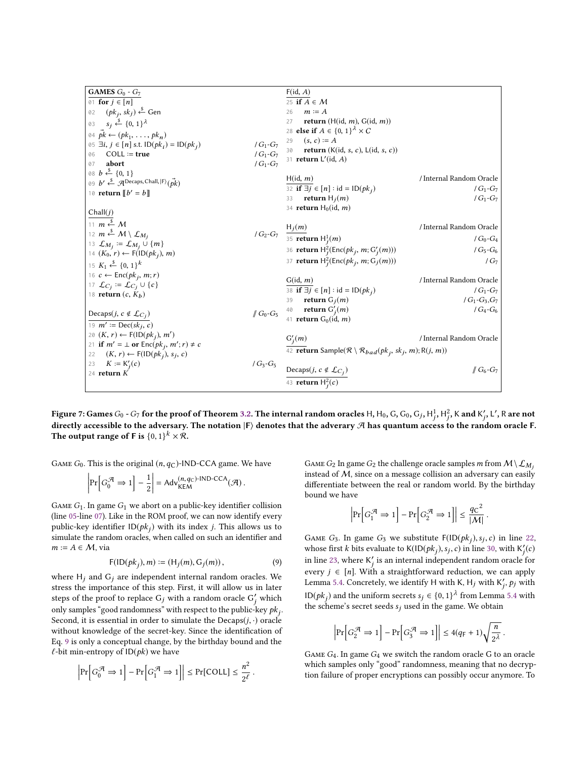```
GAMES G_0 - G_7
01 for j ∈ [n]
02     (pk_j, sk_j) ←$ Gen
03     s_j ←$ {0,1}^λ
04 pk⃗ ← (pk_1, ..., pk_n)
05 ∃i, j ∈ [n] s.t. ID(pk_i) = ID(pk_j)          / G_1-G_7
06     COLL := true                              / G_1-G_7
07     abort                                     / G_1-G_7
08 b ←$ {0,1}
09 b' ←$ A^{Decaps, Chall, |F⟩}(pk⃗)
10 return ⟦b' = b⟧

Chall(j)
11 m ←$ M
12 m ←$ M \ L_{M_j}                              / G_2-G_7
13 L_{M_j} := L_{M_j} ∪ {m}
14 (K_0, r) ← F(ID(pk_j), m)
15 K_1 ←$ {0,1}^k
16 c ← Enc(pk_j, m; r)
17 L_{C_j} := L_{C_j} ∪ {c}
18 return (c, K_b)

Decaps(j, c ∉ L_{C_j})                           // G_0-G_5
19 m' := Dec(sk_j, c)
20 (K, r) ← F(ID(pk_j), m')
21 if m' = ⊥ or Enc(pk_j, m'; r) ≠ c
22     (K, r) ← F(ID(pk_j), s_j, c)
23     K := K'_j(c)                              / G_3-G_5
24 return K

F(id, A)
25 if A ∈ M
26     m := A
27     return (H(id, m), G(id, m))
28 else if A ∈ {0,1}^λ × C
29     (s, c) := A
30     return (K(id, s, c), L(id, s, c))
31 return L'(id, A)

H(id, m)                                         / Internal Random Oracle
32 if ∃j ∈ [n] : id = ID(pk_j)                   / G_1-G_7
33     return H_j(m)                             / G_1-G_7
34 return H_0(id, m)

H_j(m)                                           / Internal Random Oracle
35 return H^1_j(m)                               / G_0-G_4
36 return H^2_j(Enc(pk_j, m; G'_j(m)))           / G_5-G_6
37 return H^2_j(Enc(pk_j, m; G_j(m)))            / G_7

G(id, m)                                         / Internal Random Oracle
38 if ∃j ∈ [n] : id = ID(pk_j)                   / G_1-G_7
39     return G_j(m)                             / G_1-G_3, G_7
40     return G'_j(m)                            / G_4-G_6
41 return G_0(id, m)

G'_j(m)                                          / Internal Random Oracle
42 return Sample(R \ R_bad(pk_j, sk_j, m); R(j, m))

Decaps(j, c ∉ L_{C_j})                           // G_6-G_7
43 return H^2_j(c)
```

**Figure 7: Games $G_0$ - $G_7$ for the proof of Theorem 3.2. The internal random oracles $\mathsf{H}, \mathsf{H}_0, \mathsf{G}, \mathsf{G}_0, \mathsf{G}_j, \mathsf{H}^1_j, \mathsf{H}^2_j, \mathsf{K}$ and $\mathsf{K}'_j, \mathsf{L}', \mathsf{R}$ are not directly accessible to the adversary. The notation $|\mathsf{F}\rangle$ denotes that the adverary $\mathcal{A}$ has quantum access to the random oracle $\mathsf{F}$. The output range of $\mathsf{F}$ is $\{0,1\}^k \times \mathcal{R}$.**

GAME $G_0$. This is the original $(n, q_C)$-IND-CCA game. We have

$$\left|\Pr\left[G_0^{\mathcal{A}} \Rightarrow 1\right] - \frac{1}{2}\right| = \mathsf{Adv}_{\mathsf{KEM}}^{(n,q_C)\text{-IND-CCA}}(\mathcal{A}).$$

GAME $G_1$. In game $G_1$ we abort on a public-key identifier collision (line 05-line 07). Like in the ROM proof, we can now identify every public-key identifier $\mathsf{ID}(pk_j)$ with its index $j$. This allows us to simulate the random oracles, when called on such an identifier and $m := A \in \mathcal{M}$, via

$$\mathsf{F}(\mathsf{ID}(pk_j), m) := (\mathsf{H}_j(m), \mathsf{G}_j(m)), \tag{9}$$

where $\mathsf{H}_j$ and $\mathsf{G}_j$ are independent internal random oracles. We stress the importance of this step. First, it will allow us in later steps of the proof to replace $\mathsf{G}_j$ with a random oracle $\mathsf{G}'_j$ which only samples "good randomness" with respect to the public-key $pk_j$. Second, it is essential in order to simulate the $\mathsf{Decaps}(j, \cdot)$ oracle without knowledge of the secret-key. Since the identification of Eq. 9 is only a conceptual change, by the birthday bound and the $\ell$-bit min-entropy of $\mathsf{ID}(pk)$ we have

$$\left|\Pr\left[G_0^{\mathcal{A}} \Rightarrow 1\right] - \Pr\left[G_1^{\mathcal{A}} \Rightarrow 1\right]\right| \le \Pr[\mathsf{COLL}] \le \frac{n^2}{2^\ell}.$$

GAME $G_2$ In game $G_2$ the challenge oracle samples $m$ from $\mathcal{M} \setminus \mathcal{L}_{M_j}$ instead of $\mathcal{M}$, since on a message collision an adversary can easily differentiate between the real or random world. By the birthday bound we have

$$\left|\Pr\left[G_1^{\mathcal{A}} \Rightarrow 1\right] - \Pr\left[G_2^{\mathcal{A}} \Rightarrow 1\right]\right| \le \frac{q_C{}^2}{|\mathcal{M}|}.$$

GAME $G_3$. In game $G_3$ we substitute $\mathsf{F}(\mathsf{ID}(pk_j), s_j, c)$ in line 22, whose first $k$ bits evaluate to $\mathsf{K}(\mathsf{ID}(pk_j), s_j, c)$ in line 30, with $\mathsf{K}'_j(c)$ in line 23, where $\mathsf{K}'_j$ is an internal independent random oracle for every $j \in [n]$. With a straightforward reduction, we can apply Lemma 5.4. Concretely, we identify $\mathsf{H}$ with $\mathsf{K}$, $\mathsf{H}_j$ with $\mathsf{K}'_j$, $p_j$ with $\mathsf{ID}(pk_j)$ and the uniform secrets $s_j \in \{0,1\}^\lambda$ from Lemma 5.4 with the scheme's secret seeds $s_j$ used in the game. We obtain

$$\left|\Pr\left[G_2^{\mathcal{A}} \Rightarrow 1\right] - \Pr\left[G_3^{\mathcal{A}} \Rightarrow 1\right]\right| \le 4(q_\mathsf{F} + 1)\sqrt{\frac{n}{2^\lambda}}.$$

GAME $G_4$. In game $G_4$ we switch the random oracle $\mathsf{G}$ to an oracle which samples only "good" randomness, meaning that no decryption failure of proper encryptions can possibly occur anymore. To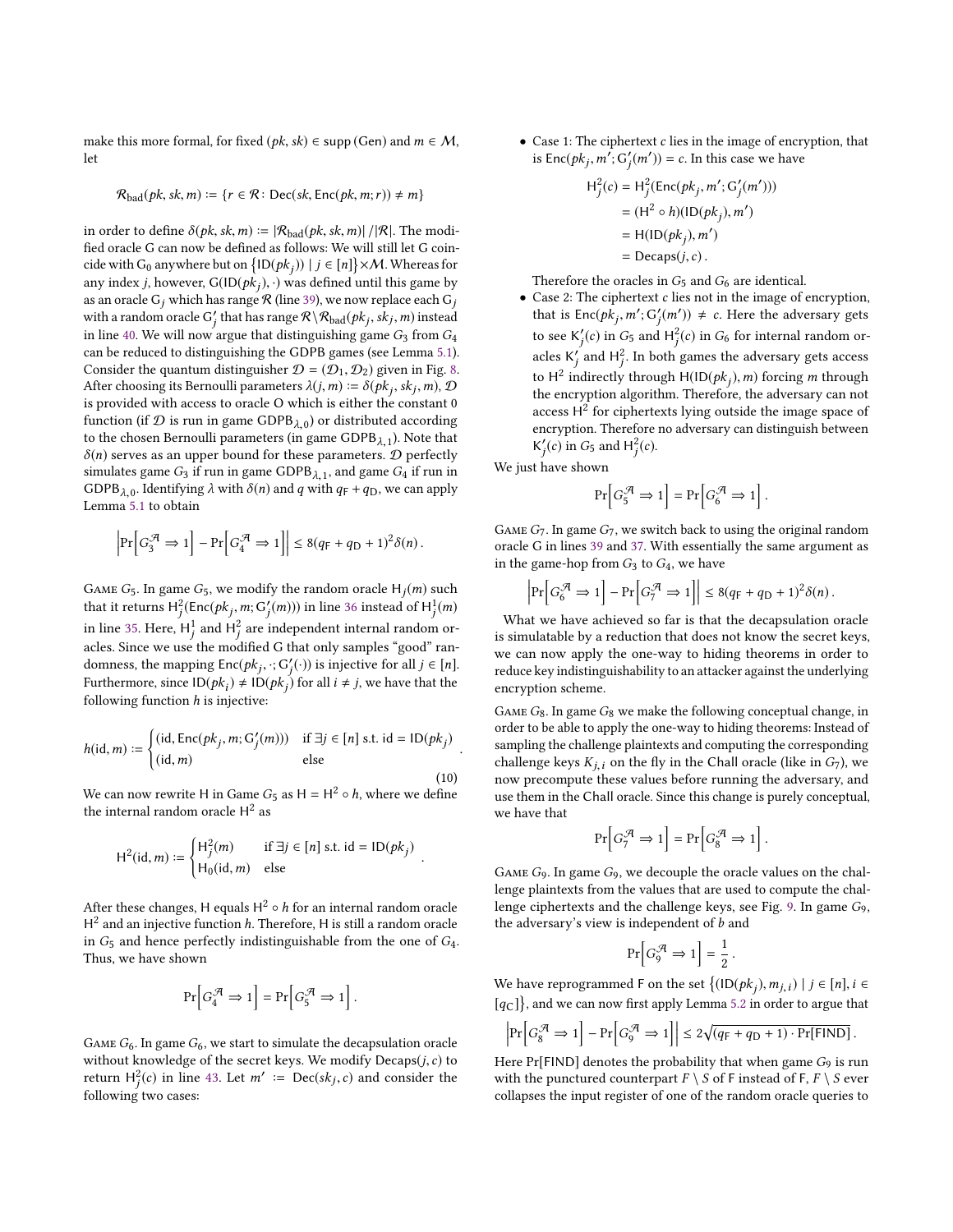make this more formal, for fixed $(pk, sk) \in \operatorname{supp}(\mathsf{Gen})$ and $m \in \mathcal{M}$, let

$$\mathcal{R}_{\text{bad}}(pk, sk, m) := \{r \in \mathcal{R} : \mathsf{Dec}(sk, \mathsf{Enc}(pk, m; r)) \neq m\}$$

in order to define $\delta(pk, sk, m) := |\mathcal{R}_{\text{bad}}(pk, sk, m)| / |\mathcal{R}|$. The modified oracle $\mathsf{G}$ can now be defined as follows: We will still let $\mathsf{G}$ coincide with $\mathsf{G}_0$ anywhere but on $\{\mathsf{ID}(pk_j)) \mid j \in [n]\} \times \mathcal{M}$. Whereas for any index $j$, however, $\mathsf{G}(\mathsf{ID}(pk_j), \cdot)$ was defined until this game by as an oracle $\mathsf{G}_j$ which has range $\mathcal{R}$ (line 39), we now replace each $\mathsf{G}_j$ with a random oracle $\mathsf{G}'_j$ that has range $\mathcal{R} \setminus \mathcal{R}_{\text{bad}}(pk_j, sk_j, m)$ instead in line 40. We will now argue that distinguishing game $G_3$ from $G_4$ can be reduced to distinguishing the GDPB games (see Lemma 5.1). Consider the quantum distinguisher $\mathcal{D} = (\mathcal{D}_1, \mathcal{D}_2)$ given in Fig. 8. After choosing its Bernoulli parameters $\lambda(j, m) := \delta(pk_j, sk_j, m)$, $\mathcal{D}$ is provided with access to oracle O which is either the constant 0 function (if $\mathcal{D}$ is run in game $\mathsf{GDPB}_{\lambda,0}$) or distributed according to the chosen Bernoulli parameters (in game $\mathsf{GDPB}_{\lambda,1}$). Note that $\delta(n)$ serves as an upper bound for these parameters. $\mathcal{D}$ perfectly simulates game $G_3$ if run in game $\mathsf{GDPB}_{\lambda,1}$, and game $G_4$ if run in $\mathsf{GDPB}_{\lambda,0}$. Identifying $\lambda$ with $\delta(n)$ and $q$ with $q_\mathsf{F} + q_\mathsf{D}$, we can apply Lemma 5.1 to obtain

$$\left|\Pr\left[G_3^{\mathcal{A}} \Rightarrow 1\right] - \Pr\left[G_4^{\mathcal{A}} \Rightarrow 1\right]\right| \leq 8(q_\mathsf{F} + q_\mathsf{D} + 1)^2 \delta(n)\,.$$

Game $G_5$. In game $G_5$, we modify the random oracle $\mathsf{H}_j(m)$ such that it returns $\mathsf{H}^2_j(\mathsf{Enc}(pk_j, m; \mathsf{G}'_j(m)))$ in line 36 instead of $\mathsf{H}^1_j(m)$ in line 35. Here, $\mathsf{H}^1_j$ and $\mathsf{H}^2_j$ are independent internal random oracles. Since we use the modified $\mathsf{G}$ that only samples "good" randomness, the mapping $\mathsf{Enc}(pk_j, \cdot; \mathsf{G}'_j(\cdot))$ is injective for all $j \in [n]$. Furthermore, since $\mathsf{ID}(pk_i) \neq \mathsf{ID}(pk_j)$ for all $i \neq j$, we have that the following function $h$ is injective:

$$h(\text{id}, m) := \begin{cases} (\text{id}, \mathsf{Enc}(pk_j, m; \mathsf{G}'_j(m))) & \text{if } \exists j \in [n] \text{ s.t. id} = \mathsf{ID}(pk_j) \\ (\text{id}, m) & \text{else} \end{cases} \,. \tag{10}$$

We can now rewrite $\mathsf{H}$ in Game $G_5$ as $\mathsf{H} = \mathsf{H}^2 \circ h$, where we define the internal random oracle $\mathsf{H}^2$ as

$$\mathsf{H}^2(\text{id}, m) := \begin{cases} \mathsf{H}^2_j(m) & \text{if } \exists j \in [n] \text{ s.t. id} = \mathsf{ID}(pk_j) \\ \mathsf{H}_0(\text{id}, m) & \text{else} \end{cases} \,.$$

After these changes, $\mathsf{H}$ equals $\mathsf{H}^2 \circ h$ for an internal random oracle $\mathsf{H}^2$ and an injective function $h$. Therefore, $\mathsf{H}$ is still a random oracle in $G_5$ and hence perfectly indistinguishable from the one of $G_4$. Thus, we have shown

$$\Pr\left[G_4^{\mathcal{A}} \Rightarrow 1\right] = \Pr\left[G_5^{\mathcal{A}} \Rightarrow 1\right].$$

Game $G_6$. In game $G_6$, we start to simulate the decapsulation oracle without knowledge of the secret keys. We modify $\mathsf{Decaps}(j, c)$ to return $\mathsf{H}^2_j(c)$ in line 43. Let $m' := \mathsf{Dec}(sk_j, c)$ and consider the following two cases:

- Case 1: The ciphertext $c$ lies in the image of encryption, that is $\mathsf{Enc}(pk_j, m'; \mathsf{G}'_j(m')) = c$. In this case we have

$$\begin{aligned} \mathsf{H}^2_j(c) &= \mathsf{H}^2_j(\mathsf{Enc}(pk_j, m'; \mathsf{G}'_j(m'))) \\ &= (\mathsf{H}^2 \circ h)(\mathsf{ID}(pk_j), m') \\ &= \mathsf{H}(\mathsf{ID}(pk_j), m') \\ &= \mathsf{Decaps}(j, c)\,. \end{aligned}$$

  Therefore the oracles in $G_5$ and $G_6$ are identical.
- Case 2: The ciphertext $c$ lies not in the image of encryption, that is $\mathsf{Enc}(pk_j, m'; \mathsf{G}'_j(m')) \neq c$. Here the adversary gets to see $\mathsf{K}'_j(c)$ in $G_5$ and $\mathsf{H}^2_j(c)$ in $G_6$ for internal random oracles $\mathsf{K}'_j$ and $\mathsf{H}^2_j$. In both games the adversary gets access to $\mathsf{H}^2$ indirectly through $\mathsf{H}(\mathsf{ID}(pk_j), m)$ forcing $m$ through the encryption algorithm. Therefore, the adversary can not access $\mathsf{H}^2$ for ciphertexts lying outside the image space of encryption. Therefore no adversary can distinguish between $\mathsf{K}'_j(c)$ in $G_5$ and $\mathsf{H}^2_j(c)$.

We just have shown

$$\Pr\left[G_5^{\mathcal{A}} \Rightarrow 1\right] = \Pr\left[G_6^{\mathcal{A}} \Rightarrow 1\right].$$

Game $G_7$. In game $G_7$, we switch back to using the original random oracle $\mathsf{G}$ in lines 39 and 37. With essentially the same argument as in the game-hop from $G_3$ to $G_4$, we have

$$\left|\Pr\left[G_6^{\mathcal{A}} \Rightarrow 1\right] - \Pr\left[G_7^{\mathcal{A}} \Rightarrow 1\right]\right| \leq 8(q_\mathsf{F} + q_\mathsf{D} + 1)^2 \delta(n)\,.$$

What we have achieved so far is that the decapsulation oracle is simulatable by a reduction that does not know the secret keys, we can now apply the one-way to hiding theorems in order to reduce key indistinguishability to an attacker against the underlying encryption scheme.

Game $G_8$. In game $G_8$ we make the following conceptual change, in order to be able to apply the one-way to hiding theorems: Instead of sampling the challenge plaintexts and computing the corresponding challenge keys $K_{j,i}$ on the fly in the $\mathsf{Chall}$ oracle (like in $G_7$), we now precompute these values before running the adversary, and use them in the $\mathsf{Chall}$ oracle. Since this change is purely conceptual, we have that

$$\Pr\left[G_7^{\mathcal{A}} \Rightarrow 1\right] = \Pr\left[G_8^{\mathcal{A}} \Rightarrow 1\right].$$

Game $G_9$. In game $G_9$, we decouple the oracle values on the challenge plaintexts from the values that are used to compute the challenge ciphertexts and the challenge keys, see Fig. 9. In game $G_9$, the adversary's view is independent of $b$ and

$$\Pr\left[G_9^{\mathcal{A}} \Rightarrow 1\right] = \frac{1}{2}\,.$$

We have reprogrammed $\mathsf{F}$ on the set $\{(\mathsf{ID}(pk_j), m_{j,i}) \mid j \in [n], i \in [q_\mathsf{C}]\}$, and we can now first apply Lemma 5.2 in order to argue that

$$\left|\Pr\left[G_8^{\mathcal{A}} \Rightarrow 1\right] - \Pr\left[G_9^{\mathcal{A}} \Rightarrow 1\right]\right| \leq 2\sqrt{(q_\mathsf{F} + q_\mathsf{D} + 1) \cdot \Pr[\mathsf{FIND}]}\,.$$

Here $\Pr[\mathsf{FIND}]$ denotes the probability that when game $G_9$ is run with the punctured counterpart $F \setminus S$ of $\mathsf{F}$ instead of $\mathsf{F}$, $F \setminus S$ ever collapses the input register of one of the random oracle queries to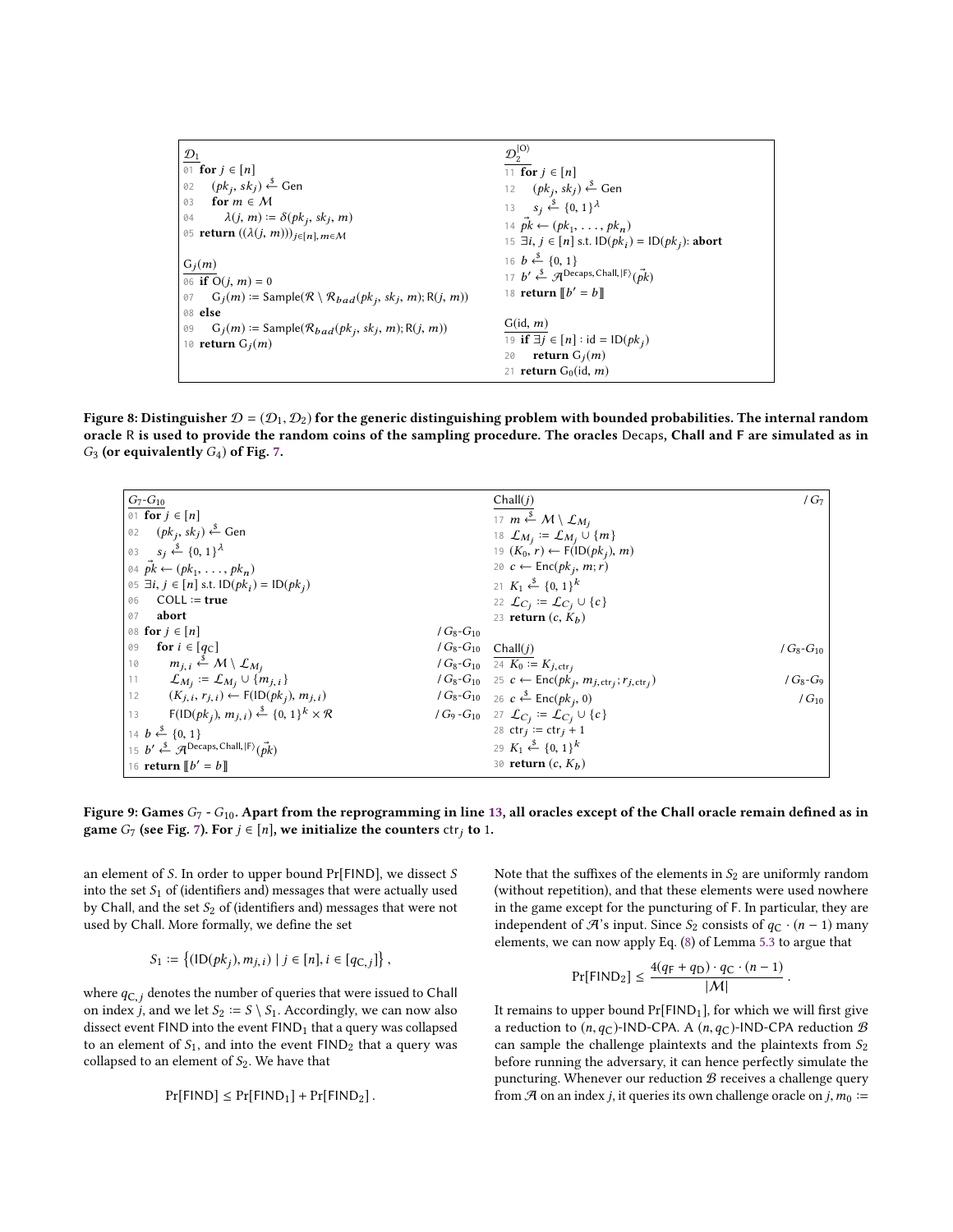```
D_1
01 for j ∈ [n]
02     (pk_j, sk_j) ←$ Gen
03     for m ∈ M
04         λ(j, m) := δ(pk_j, sk_j, m)
05 return ((λ(j, m)))_{j∈[n], m∈M}

G_j(m)
06 if O(j, m) = 0
07     G_j(m) := Sample(R \ R_bad(pk_j, sk_j, m); R(j, m))
08 else
09     G_j(m) := Sample(R_bad(pk_j, sk_j, m); R(j, m))
10 return G_j(m)
```

```
D_2^{|O⟩}
11 for j ∈ [n]
12     (pk_j, sk_j) ←$ Gen
13     s_j ←$ {0, 1}^λ
14 pk⃗ ← (pk_1, ..., pk_n)
15 ∃i, j ∈ [n] s.t. ID(pk_i) = ID(pk_j): abort
16 b ←$ {0, 1}
17 b' ←$ A^{Decaps, Chall, |F⟩}(pk⃗)
18 return ⟦b' = b⟧

G(id, m)
19 if ∃j ∈ [n] : id = ID(pk_j)
20     return G_j(m)
21 return G_0(id, m)
```

**Figure 8: Distinguisher $\mathcal{D} = (\mathcal{D}_1, \mathcal{D}_2)$ for the generic distinguishing problem with bounded probabilities. The internal random oracle R is used to provide the random coins of the sampling procedure. The oracles Decaps, Chall and F are simulated as in $G_3$ (or equivalently $G_4$) of Fig. 7.**

```
G_7-G_10
01 for j ∈ [n]
02     (pk_j, sk_j) ←$ Gen
03     s_j ←$ {0, 1}^λ
04 pk⃗ ← (pk_1, ..., pk_n)
05 ∃i, j ∈ [n] s.t. ID(pk_i) = ID(pk_j)
06     COLL := true
07     abort
08 for j ∈ [n]                                          / G_8-G_10
09     for i ∈ [q_C]                                    / G_8-G_10
10         m_{j,i} ←$ M \ L_{M_j}                       / G_8-G_10
11         L_{M_j} := L_{M_j} ∪ {m_{j,i}}               / G_8-G_10
12         (K_{j,i}, r_{j,i}) ← F(ID(pk_j), m_{j,i})    / G_8-G_10
13         F(ID(pk_j), m_{j,i}) ←$ {0, 1}^k × R         / G_9-G_10
14 b ←$ {0, 1}
15 b' ←$ A^{Decaps, Chall, |F⟩}(pk⃗)
16 return ⟦b' = b⟧
```

```
Chall(j)                                                / G_7
17 m ←$ M \ L_{M_j}
18 L_{M_j} := L_{M_j} ∪ {m}
19 (K_0, r) ← F(ID(pk_j), m)
20 c ← Enc(pk_j, m; r)
21 K_1 ←$ {0, 1}^k
22 L_{C_j} := L_{C_j} ∪ {c}
23 return (c, K_b)

Chall(j)                                                / G_8-G_10
24 K_0 := K_{j,ctr_j}
25 c ← Enc(pk_j, m_{j,ctr_j}; r_{j,ctr_j})              / G_8-G_9
26 c ←$ Enc(pk_j, 0)                                    / G_10
27 L_{C_j} := L_{C_j} ∪ {c}
28 ctr_j := ctr_j + 1
29 K_1 ←$ {0, 1}^k
30 return (c, K_b)
```

**Figure 9: Games $G_7$ - $G_{10}$. Apart from the reprogramming in line 13, all oracles except of the Chall oracle remain defined as in game $G_7$ (see Fig. 7). For $j \in [n]$, we initialize the counters $\mathsf{ctr}_j$ to 1.**

an element of $S$. In order to upper bound Pr[FIND], we dissect $S$ into the set $S_1$ of (identifiers and) messages that were actually used by Chall, and the set $S_2$ of (identifiers and) messages that were not used by Chall. More formally, we define the set

$$S_1 := \{(\mathsf{ID}(pk_j), m_{j,i}) \mid j \in [n], i \in [q_{\mathsf{C},j}]\},$$

where $q_{\mathsf{C},j}$ denotes the number of queries that were issued to Chall on index $j$, and we let $S_2 := S \setminus S_1$. Accordingly, we can now also dissect event FIND into the event $\mathsf{FIND}_1$ that a query was collapsed to an element of $S_1$, and into the event $\mathsf{FIND}_2$ that a query was collapsed to an element of $S_2$. We have that

$$\Pr[\mathsf{FIND}] \leq \Pr[\mathsf{FIND}_1] + \Pr[\mathsf{FIND}_2].$$

Note that the suffixes of the elements in $S_2$ are uniformly random (without repetition), and that these elements were used nowhere in the game except for the puncturing of F. In particular, they are independent of $\mathcal{A}$'s input. Since $S_2$ consists of $q_{\mathsf{C}} \cdot (n-1)$ many elements, we can now apply Eq. (8) of Lemma 5.3 to argue that

$$\Pr[\mathsf{FIND}_2] \leq \frac{4(q_{\mathsf{F}} + q_{\mathsf{D}}) \cdot q_{\mathsf{C}} \cdot (n-1)}{|\mathcal{M}|}.$$

It remains to upper bound $\Pr[\mathsf{FIND}_1]$, for which we will first give a reduction to $(n, q_{\mathsf{C}})$-IND-CPA. A $(n, q_{\mathsf{C}})$-IND-CPA reduction $\mathcal{B}$ can sample the challenge plaintexts and the plaintexts from $S_2$ before running the adversary, it can hence perfectly simulate the puncturing. Whenever our reduction $\mathcal{B}$ receives a challenge query from $\mathcal{A}$ on an index $j$, it queries its own challenge oracle on $j, m_0 :=$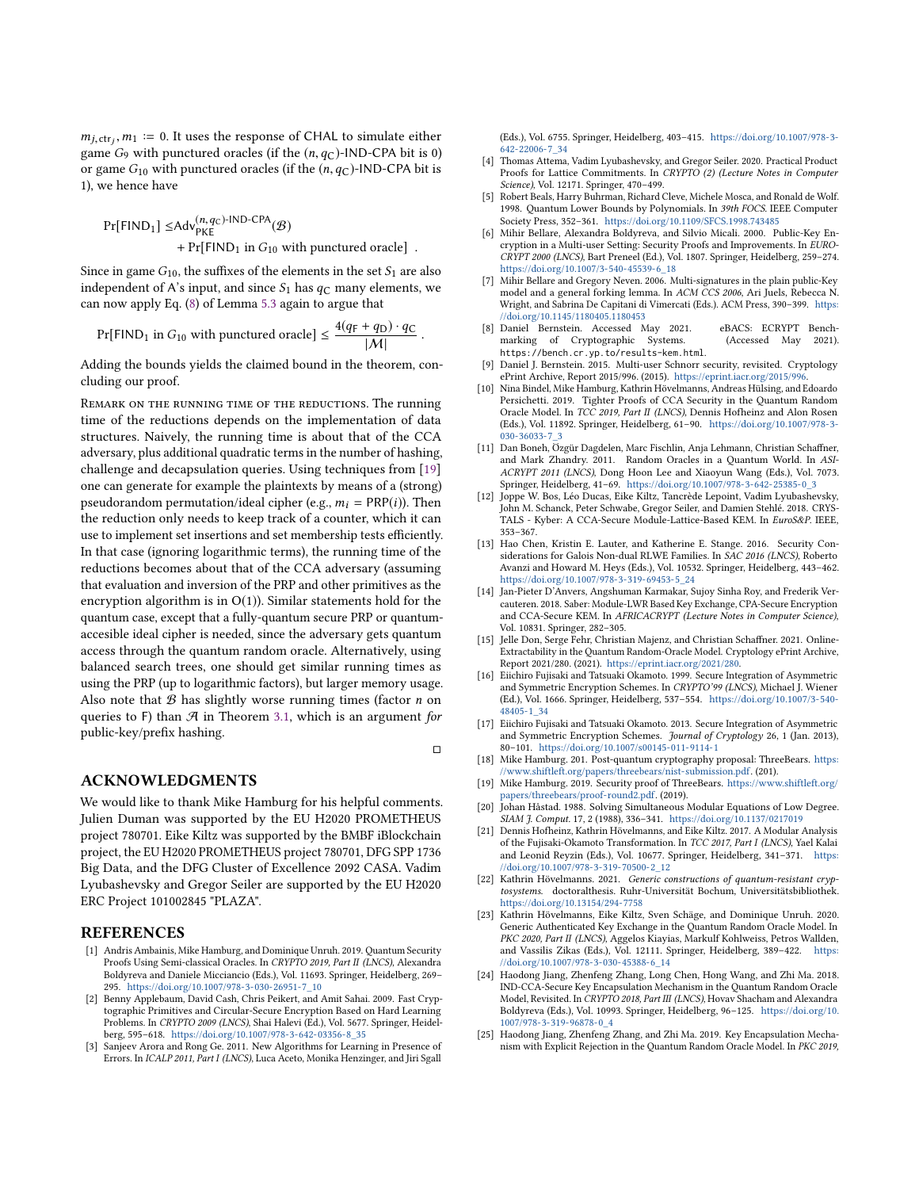$m_{j,\mathsf{ctr}_j}, m_1 := 0$. It uses the response of CHAL to simulate either game $G_9$ with punctured oracles (if the $(n, q_C)$-IND-CPA bit is 0) or game $G_{10}$ with punctured oracles (if the $(n, q_C)$-IND-CPA bit is 1), we hence have

$$\Pr[\mathsf{FIND}_1] \leq \mathsf{Adv}_{\mathsf{PKE}}^{(n,q_C)\text{-IND-CPA}}(\mathcal{B}) + \Pr[\mathsf{FIND}_1 \text{ in } G_{10} \text{ with punctured oracle}] \ .$$

Since in game $G_{10}$, the suffixes of the elements in the set $S_1$ are also independent of A's input, and since $S_1$ has $q_C$ many elements, we can now apply Eq. (8) of Lemma 5.3 again to argue that

$$\Pr[\mathsf{FIND}_1 \text{ in } G_{10} \text{ with punctured oracle}] \leq \frac{4(q_F + q_D) \cdot q_C}{|\mathcal{M}|} \ .$$

Adding the bounds yields the claimed bound in the theorem, concluding our proof.

Remark on the running time of the reductions. The running time of the reductions depends on the implementation of data structures. Naively, the running time is about that of the CCA adversary, plus additional quadratic terms in the number of hashing, challenge and decapsulation queries. Using techniques from [19] one can generate for example the plaintexts by means of a (strong) pseudorandom permutation/ideal cipher (e.g., $m_i = \mathsf{PRP}(i)$). Then the reduction only needs to keep track of a counter, which it can use to implement set insertions and set membership tests efficiently. In that case (ignoring logarithmic terms), the running time of the reductions becomes about that of the CCA adversary (assuming that evaluation and inversion of the PRP and other primitives as the encryption algorithm is in O(1)). Similar statements hold for the quantum case, except that a fully-quantum secure PRP or quantum-accesible ideal cipher is needed, since the adversary gets quantum access through the quantum random oracle. Alternatively, using balanced search trees, one should get similar running times as using the PRP (up to logarithmic factors), but larger memory usage. Also note that $\mathcal{B}$ has slightly worse running times (factor $n$ on queries to F) than $\mathcal{A}$ in Theorem 3.1, which is an argument *for* public-key/prefix hashing.

□

## ACKNOWLEDGMENTS

We would like to thank Mike Hamburg for his helpful comments. Julien Duman was supported by the EU H2020 PROMETHEUS project 780701. Eike Kiltz was supported by the BMBF iBlockchain project, the EU H2020 PROMETHEUS project 780701, DFG SPP 1736 Big Data, and the DFG Cluster of Excellence 2092 CASA. Vadim Lyubashevsky and Gregor Seiler are supported by the EU H2020 ERC Project 101002845 "PLAZA".

## REFERENCES

[1] Andris Ambainis, Mike Hamburg, and Dominique Unruh. 2019. Quantum Security Proofs Using Semi-classical Oracles. In *CRYPTO 2019, Part II (LNCS)*, Alexandra Boldyreva and Daniele Micciancio (Eds.), Vol. 11693. Springer, Heidelberg, 269–295. https://doi.org/10.1007/978-3-030-26951-7_10

[2] Benny Applebaum, David Cash, Chris Peikert, and Amit Sahai. 2009. Fast Cryptographic Primitives and Circular-Secure Encryption Based on Hard Learning Problems. In *CRYPTO 2009 (LNCS)*, Shai Halevi (Ed.), Vol. 5677. Springer, Heidelberg, 595–618. https://doi.org/10.1007/978-3-642-03356-8_35

[3] Sanjeev Arora and Rong Ge. 2011. New Algorithms for Learning in Presence of Errors. In *ICALP 2011, Part I (LNCS)*, Luca Aceto, Monika Henzinger, and Jiri Sgall (Eds.), Vol. 6755. Springer, Heidelberg, 403–415. https://doi.org/10.1007/978-3-642-22006-7_34

[4] Thomas Attema, Vadim Lyubashevsky, and Gregor Seiler. 2020. Practical Product Proofs for Lattice Commitments. In *CRYPTO (2) (Lecture Notes in Computer Science)*, Vol. 12171. Springer, 470–499.

[5] Robert Beals, Harry Buhrman, Richard Cleve, Michele Mosca, and Ronald de Wolf. 1998. Quantum Lower Bounds by Polynomials. In *39th FOCS*. IEEE Computer Society Press, 352–361. https://doi.org/10.1109/SFCS.1998.743485

[6] Mihir Bellare, Alexandra Boldyreva, and Silvio Micali. 2000. Public-Key Encryption in a Multi-user Setting: Security Proofs and Improvements. In *EUROCRYPT 2000 (LNCS)*, Bart Preneel (Ed.), Vol. 1807. Springer, Heidelberg, 259–274. https://doi.org/10.1007/3-540-45539-6_18

[7] Mihir Bellare and Gregory Neven. 2006. Multi-signatures in the plain public-Key model and a general forking lemma. In *ACM CCS 2006*, Ari Juels, Rebecca N. Wright, and Sabrina De Capitani di Vimercati (Eds.). ACM Press, 390–399. https://doi.org/10.1145/1180405.1180453

[8] Daniel Bernstein. Accessed May 2021. eBACS: ECRYPT Benchmarking of Cryptographic Systems. (Accessed May 2021). https://bench.cr.yp.to/results-kem.html.

[9] Daniel J. Bernstein. 2015. Multi-user Schnorr security, revisited. Cryptology ePrint Archive, Report 2015/996. (2015). https://eprint.iacr.org/2015/996.

[10] Nina Bindel, Mike Hamburg, Kathrin Hövelmanns, Andreas Hülsing, and Edoardo Persichetti. 2019. Tighter Proofs of CCA Security in the Quantum Random Oracle Model. In *TCC 2019, Part II (LNCS)*, Dennis Hofheinz and Alon Rosen (Eds.), Vol. 11892. Springer, Heidelberg, 61–90. https://doi.org/10.1007/978-3-030-36033-7_3

[11] Dan Boneh, Özgür Dagdelen, Marc Fischlin, Anja Lehmann, Christian Schaffner, and Mark Zhandry. 2011. Random Oracles in a Quantum World. In *ASIACRYPT 2011 (LNCS)*, Dong Hoon Lee and Xiaoyun Wang (Eds.), Vol. 7073. Springer, Heidelberg, 41–69. https://doi.org/10.1007/978-3-642-25385-0_3

[12] Joppe W. Bos, Léo Ducas, Eike Kiltz, Tancrède Lepoint, Vadim Lyubashevsky, John M. Schanck, Peter Schwabe, Gregor Seiler, and Damien Stehlé. 2018. CRYSTALS - Kyber: A CCA-Secure Module-Lattice-Based KEM. In *EuroS&P*. IEEE, 353–367.

[13] Hao Chen, Kristin E. Lauter, and Katherine E. Stange. 2016. Security Considerations for Galois Non-dual RLWE Families. In *SAC 2016 (LNCS)*, Roberto Avanzi and Howard M. Heys (Eds.), Vol. 10532. Springer, Heidelberg, 443–462. https://doi.org/10.1007/978-3-319-69453-5_24

[14] Jan-Pieter D'Anvers, Angshuman Karmakar, Sujoy Sinha Roy, and Frederik Vercauteren. 2018. Saber: Module-LWR Based Key Exchange, CPA-Secure Encryption and CCA-Secure KEM. In *AFRICACRYPT (Lecture Notes in Computer Science)*, Vol. 10831. Springer, 282–305.

[15] Jelle Don, Serge Fehr, Christian Majenz, and Christian Schaffner. 2021. Online-Extractability in the Quantum Random-Oracle Model. Cryptology ePrint Archive, Report 2021/280. (2021). https://eprint.iacr.org/2021/280.

[16] Eiichiro Fujisaki and Tatsuaki Okamoto. 1999. Secure Integration of Asymmetric and Symmetric Encryption Schemes. In *CRYPTO'99 (LNCS)*, Michael J. Wiener (Ed.), Vol. 1666. Springer, Heidelberg, 537–554. https://doi.org/10.1007/3-540-48405-1_34

[17] Eiichiro Fujisaki and Tatsuaki Okamoto. 2013. Secure Integration of Asymmetric and Symmetric Encryption Schemes. *Journal of Cryptology* 26, 1 (Jan. 2013), 80–101. https://doi.org/10.1007/s00145-011-9114-1

[18] Mike Hamburg. 201. Post-quantum cryptography proposal: ThreeBears. https://www.shiftleft.org/papers/threebears/nist-submission.pdf. (201).

[19] Mike Hamburg. 2019. Security proof of ThreeBears. https://www.shiftleft.org/papers/threebears/proof-round2.pdf. (2019).

[20] Johan Håstad. 1988. Solving Simultaneous Modular Equations of Low Degree. *SIAM J. Comput.* 17, 2 (1988), 336–341. https://doi.org/10.1137/0217019

[21] Dennis Hofheinz, Kathrin Hövelmanns, and Eike Kiltz. 2017. A Modular Analysis of the Fujisaki-Okamoto Transformation. In *TCC 2017, Part I (LNCS)*, Yael Kalai and Leonid Reyzin (Eds.), Vol. 10677. Springer, Heidelberg, 341–371. https://doi.org/10.1007/978-3-319-70500-2_12

[22] Kathrin Hövelmanns. 2021. *Generic constructions of quantum-resistant cryptosystems*. doctoralthesis. Ruhr-Universität Bochum, Universitätsbibliothek. https://doi.org/10.13154/294-7758

[23] Kathrin Hövelmanns, Eike Kiltz, Sven Schäge, and Dominique Unruh. 2020. Generic Authenticated Key Exchange in the Quantum Random Oracle Model. In *PKC 2020, Part II (LNCS)*, Aggelos Kiayias, Markulf Kohlweiss, Petros Wallden, and Vassilis Zikas (Eds.), Vol. 12111. Springer, Heidelberg, 389–422. https://doi.org/10.1007/978-3-030-45388-6_14

[24] Haodong Jiang, Zhenfeng Zhang, Long Chen, Hong Wang, and Zhi Ma. 2018. IND-CCA-Secure Key Encapsulation Mechanism in the Quantum Random Oracle Model, Revisited. In *CRYPTO 2018, Part III (LNCS)*, Hovav Shacham and Alexandra Boldyreva (Eds.), Vol. 10993. Springer, Heidelberg, 96–125. https://doi.org/10.1007/978-3-319-96878-0_4

[25] Haodong Jiang, Zhenfeng Zhang, and Zhi Ma. 2019. Key Encapsulation Mechanism with Explicit Rejection in the Quantum Random Oracle Model. In *PKC 2019*,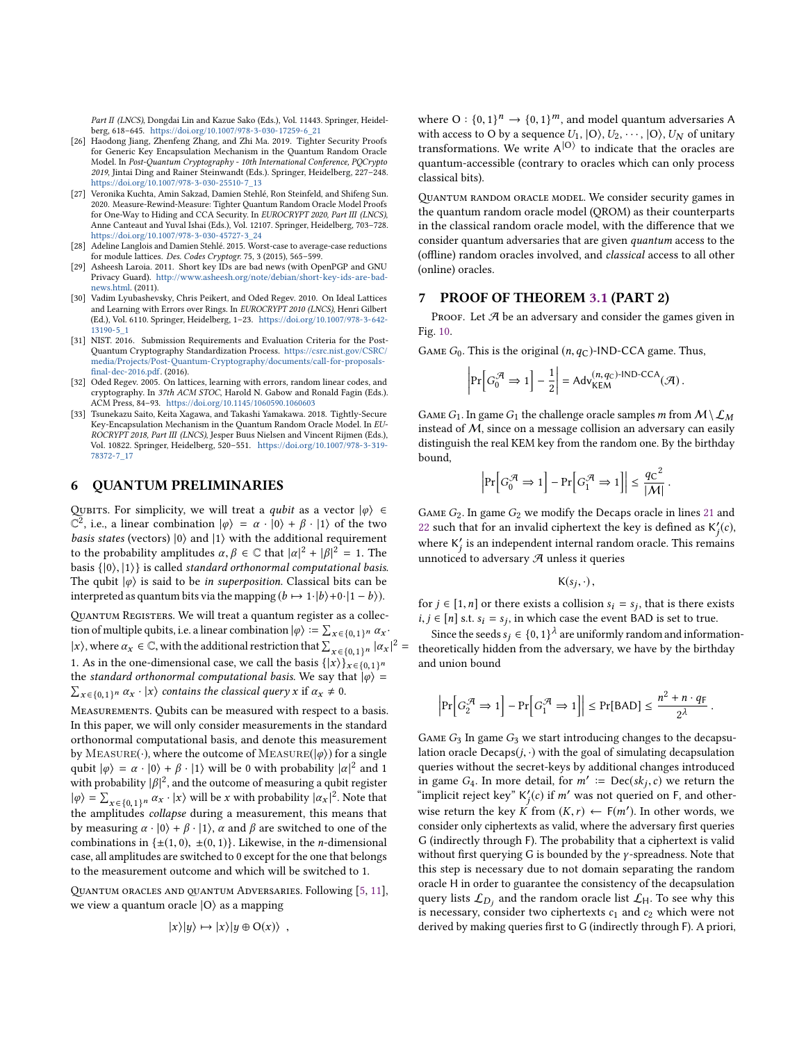Part II (LNCS), Dongdai Lin and Kazue Sako (Eds.), Vol. 11443. Springer, Heidelberg, 618–645. https://doi.org/10.1007/978-3-030-17259-6_21

[26] Haodong Jiang, Zhenfeng Zhang, and Zhi Ma. 2019. Tighter Security Proofs for Generic Key Encapsulation Mechanism in the Quantum Random Oracle Model. In *Post-Quantum Cryptography - 10th International Conference, PQCrypto 2019*, Jintai Ding and Rainer Steinwandt (Eds.). Springer, Heidelberg, 227–248. https://doi.org/10.1007/978-3-030-25510-7_13

[27] Veronika Kuchta, Amin Sakzad, Damien Stehlé, Ron Steinfeld, and Shifeng Sun. 2020. Measure-Rewind-Measure: Tighter Quantum Random Oracle Model Proofs for One-Way to Hiding and CCA Security. In *EUROCRYPT 2020, Part III (LNCS)*, Anne Canteaut and Yuval Ishai (Eds.), Vol. 12107. Springer, Heidelberg, 703–728. https://doi.org/10.1007/978-3-030-45727-3_24

[28] Adeline Langlois and Damien Stehlé. 2015. Worst-case to average-case reductions for module lattices. *Des. Codes Cryptogr.* 75, 3 (2015), 565–599.

[29] Asheesh Laroia. 2011. Short key IDs are bad news (with OpenPGP and GNU Privacy Guard). http://www.asheesh.org/note/debian/short-key-ids-are-bad-news.html. (2011).

[30] Vadim Lyubashevsky, Chris Peikert, and Oded Regev. 2010. On Ideal Lattices and Learning with Errors over Rings. In *EUROCRYPT 2010 (LNCS)*, Henri Gilbert (Ed.), Vol. 6110. Springer, Heidelberg, 1–23. https://doi.org/10.1007/978-3-642-13190-5_1

[31] NIST. 2016. Submission Requirements and Evaluation Criteria for the Post-Quantum Cryptography Standardization Process. https://csrc.nist.gov/CSRC/media/Projects/Post-Quantum-Cryptography/documents/call-for-proposals-final-dec-2016.pdf. (2016).

[32] Oded Regev. 2005. On lattices, learning with errors, random linear codes, and cryptography. In *37th ACM STOC*, Harold N. Gabow and Ronald Fagin (Eds.). ACM Press, 84–93. https://doi.org/10.1145/1060590.1060603

[33] Tsunekazu Saito, Keita Xagawa, and Takashi Yamakawa. 2018. Tightly-Secure Key-Encapsulation Mechanism in the Quantum Random Oracle Model. In *EUROCRYPT 2018, Part III (LNCS)*, Jesper Buus Nielsen and Vincent Rijmen (Eds.), Vol. 10822. Springer, Heidelberg, 520–551. https://doi.org/10.1007/978-3-319-78372-7_17

## 6 QUANTUM PRELIMINARIES

QUBITS. For simplicity, we will treat a *qubit* as a vector $|\varphi\rangle \in \mathbb{C}^2$, i.e., a linear combination $|\varphi\rangle = \alpha \cdot |0\rangle + \beta \cdot |1\rangle$ of the two *basis states* (vectors) $|0\rangle$ and $|1\rangle$ with the additional requirement to the probability amplitudes $\alpha, \beta \in \mathbb{C}$ that $|\alpha|^2 + |\beta|^2 = 1$. The basis $\{|0\rangle, |1\rangle\}$ is called *standard orthonormal computational basis*. The qubit $|\varphi\rangle$ is said to be *in superposition*. Classical bits can be interpreted as quantum bits via the mapping $(b \mapsto 1 \cdot |b\rangle + 0 \cdot |1-b\rangle)$.

QUANTUM REGISTERS. We will treat a quantum register as a collection of multiple qubits, i.e. a linear combination $|\varphi\rangle := \sum_{x\in\{0,1\}^n} \alpha_x \cdot |x\rangle$, where $\alpha_x \in \mathbb{C}$, with the additional restriction that $\sum_{x\in\{0,1\}^n} |\alpha_x|^2 = 1$. As in the one-dimensional case, we call the basis $\{|x\rangle\}_{x\in\{0,1\}^n}$ the *standard orthonormal computational basis*. We say that $|\varphi\rangle = \sum_{x\in\{0,1\}^n} \alpha_x \cdot |x\rangle$ *contains the classical query* $x$ if $\alpha_x \neq 0$.

MEASUREMENTS. Qubits can be measured with respect to a basis. In this paper, we will only consider measurements in the standard orthonormal computational basis, and denote this measurement by MEASURE$(\cdot)$, where the outcome of MEASURE$(|\varphi\rangle)$ for a single qubit $|\varphi\rangle = \alpha \cdot |0\rangle + \beta \cdot |1\rangle$ will be 0 with probability $|\alpha|^2$ and 1 with probability $|\beta|^2$, and the outcome of measuring a qubit register $|\varphi\rangle = \sum_{x\in\{0,1\}^n} \alpha_x \cdot |x\rangle$ will be $x$ with probability $|\alpha_x|^2$. Note that the amplitudes *collapse* during a measurement, this means that by measuring $\alpha \cdot |0\rangle + \beta \cdot |1\rangle$, $\alpha$ and $\beta$ are switched to one of the combinations in $\{\pm(1,0), \pm(0,1)\}$. Likewise, in the $n$-dimensional case, all amplitudes are switched to 0 except for the one that belongs to the measurement outcome and which will be switched to 1.

QUANTUM ORACLES AND QUANTUM ADVERSARIES. Following [5, 11], we view a quantum oracle $|\mathsf{O}\rangle$ as a mapping

$$|x\rangle|y\rangle \mapsto |x\rangle|y \oplus \mathsf{O}(x)\rangle \ ,$$

where $\mathsf{O} : \{0,1\}^n \to \{0,1\}^m$, and model quantum adversaries A with access to O by a sequence $U_1, |\mathsf{O}\rangle, U_2, \cdots, |\mathsf{O}\rangle, U_N$ of unitary transformations. We write $\mathsf{A}^{|\mathsf{O}\rangle}$ to indicate that the oracles are quantum-accessible (contrary to oracles which can only process classical bits).

QUANTUM RANDOM ORACLE MODEL. We consider security games in the quantum random oracle model (QROM) as their counterparts in the classical random oracle model, with the difference that we consider quantum adversaries that are given *quantum* access to the (offline) random oracles involved, and *classical* access to all other (online) oracles.

## 7 PROOF OF THEOREM 3.1 (PART 2)

PROOF. Let $\mathcal{A}$ be an adversary and consider the games given in Fig. 10.

GAME $G_0$. This is the original $(n, q_C)$-IND-CCA game. Thus,

$$\left|\Pr\left[G_0^{\mathcal{A}} \Rightarrow 1\right] - \frac{1}{2}\right| = \mathsf{Adv}_{\mathsf{KEM}}^{(n,q_C)\text{-IND-CCA}}(\mathcal{A})\,.$$

GAME $G_1$. In game $G_1$ the challenge oracle samples $m$ from $\mathcal{M} \setminus \mathcal{L}_M$ instead of $\mathcal{M}$, since on a message collision an adversary can easily distinguish the real KEM key from the random one. By the birthday bound,

$$\left|\Pr\left[G_0^{\mathcal{A}} \Rightarrow 1\right] - \Pr\left[G_1^{\mathcal{A}} \Rightarrow 1\right]\right| \le \frac{{q_C}^2}{|\mathcal{M}|}\,.$$

GAME $G_2$. In game $G_2$ we modify the Decaps oracle in lines 21 and 22 such that for an invalid ciphertext the key is defined as $\mathsf{K}'_j(c)$, where $\mathsf{K}'_j$ is an independent internal random oracle. This remains unnoticed to adversary $\mathcal{A}$ unless it queries

$$\mathsf{K}(s_j, \cdot)\,,$$

for $j \in [1, n]$ or there exists a collision $s_i = s_j$, that is there exists $i, j \in [n]$ s.t. $s_i = s_j$, in which case the event BAD is set to true.

Since the seeds $s_j \in \{0,1\}^\lambda$ are uniformly random and information-theoretically hidden from the adversary, we have by the birthday and union bound

$$\left|\Pr\left[G_2^{\mathcal{A}} \Rightarrow 1\right] - \Pr\left[G_1^{\mathcal{A}} \Rightarrow 1\right]\right| \le \Pr[\mathrm{BAD}] \le \frac{n^2 + n \cdot q_{\mathsf{F}}}{2^\lambda}\,.$$

GAME $G_3$ In game $G_3$ we start introducing changes to the decapsulation oracle Decaps$(j, \cdot)$ with the goal of simulating decapsulation queries without the secret-keys by additional changes introduced in game $G_4$. In more detail, for $m' := \mathsf{Dec}(sk_j, c)$ we return the "implicit reject key" $\mathsf{K}'_j(c)$ if $m'$ was not queried on F, and otherwise return the key $K$ from $(K, r) \leftarrow \mathsf{F}(m')$. In other words, we consider only ciphertexts as valid, where the adversary first queries G (indirectly through F). The probability that a ciphertext is valid without first querying G is bounded by the $\gamma$-spreadness. Note that this step is necessary due to not domain separating the random oracle H in order to guarantee the consistency of the decapsulation query lists $\mathcal{L}_{D_j}$ and the random oracle list $\mathcal{L}_{\mathsf{H}}$. To see why this is necessary, consider two ciphertexts $c_1$ and $c_2$ which were not derived by making queries first to G (indirectly through F). A priori,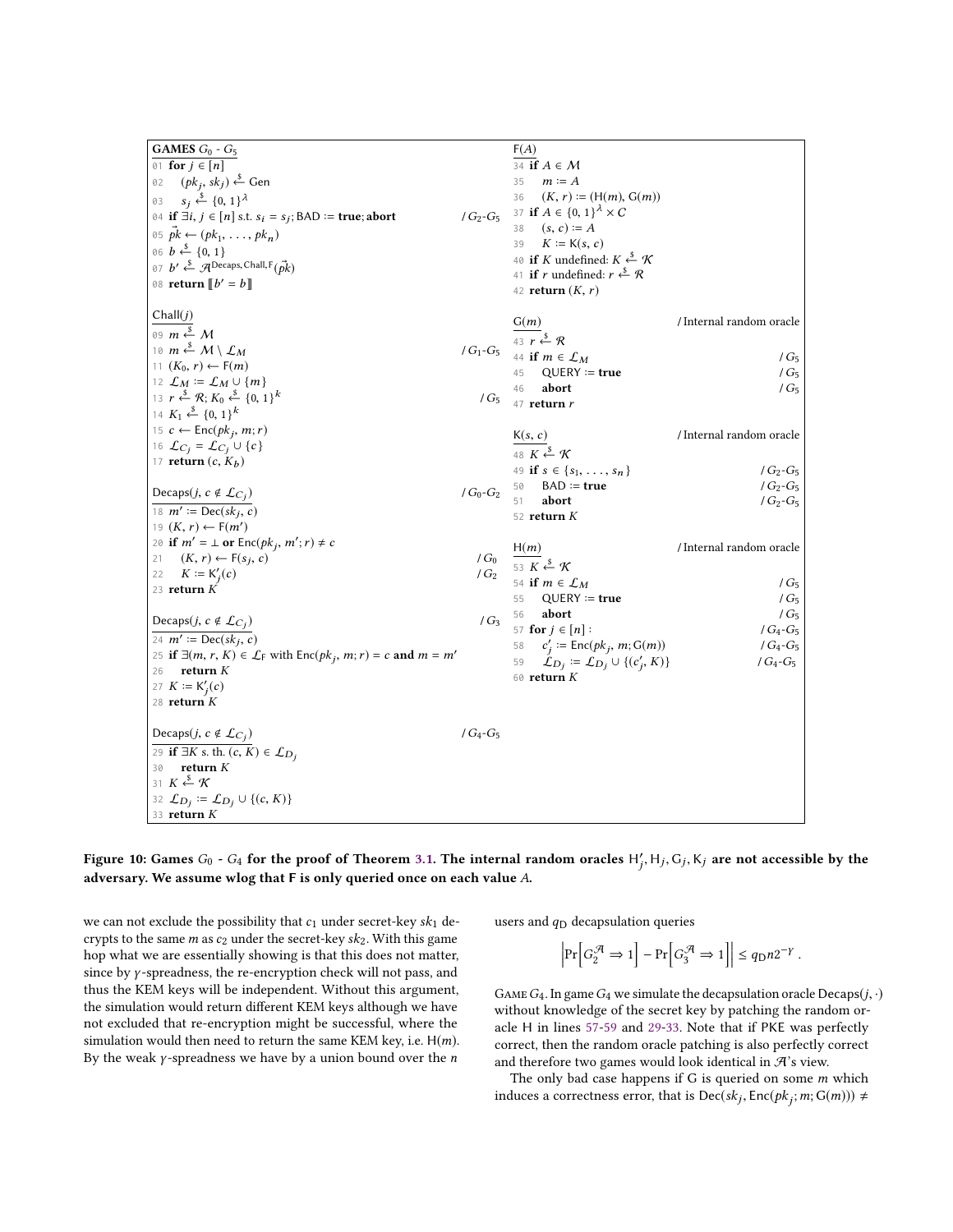```
GAMES G_0 - G_5
01 for j ∈ [n]
02     (pk_j, sk_j) <-$ Gen
03     s_j <-$ {0,1}^λ
04 if ∃i, j ∈ [n] s.t. s_i = s_j; BAD := true; abort            / G_2-G_5
05 pk⃗ <- (pk_1, ..., pk_n)
06 b <-$ {0,1}
07 b' <-$ A^{Decaps, Chall, F}(pk⃗)
08 return [[b' = b]]

Chall(j)
09 m <-$ M
10 m <-$ M \ L_M                                                / G_1-G_5
11 (K_0, r) <- F(m)
12 L_M := L_M ∪ {m}
13 r <-$ R; K_0 <-$ {0,1}^k                                     / G_5
14 K_1 <-$ {0,1}^k
15 c <- Enc(pk_j, m; r)
16 L_{C_j} = L_{C_j} ∪ {c}
17 return (c, K_b)

Decaps(j, c ∉ L_{C_j})                                          / G_0-G_2
18 m' := Dec(sk_j, c)
19 (K, r) <- F(m')
20 if m' = ⊥ or Enc(pk_j, m'; r) ≠ c
21     (K, r) <- F(s_j, c)                                      / G_0
22     K := K'_j(c)                                             / G_2
23 return K

Decaps(j, c ∉ L_{C_j})                                          / G_3
24 m' := Dec(sk_j, c)
25 if ∃(m, r, K) ∈ L_F with Enc(pk_j, m; r) = c and m = m'
26     return K
27 K := K'_j(c)
28 return K

Decaps(j, c ∉ L_{C_j})                                          / G_4-G_5
29 if ∃K s. th. (c, K) ∈ L_{D_j}
30     return K
31 K <-$ K
32 L_{D_j} := L_{D_j} ∪ {(c, K)}
33 return K

F(A)
34 if A ∈ M
35     m := A
36     (K, r) := (H(m), G(m))
37 if A ∈ {0,1}^λ × C
38     (s, c) := A
39     K := K(s, c)
40 if K undefined: K <-$ K
41 if r undefined: r <-$ R
42 return (K, r)

G(m)                                        / Internal random oracle
43 r <-$ R
44 if m ∈ L_M                                                   / G_5
45     QUERY := true                                            / G_5
46     abort                                                    / G_5
47 return r

K(s, c)                                     / Internal random oracle
48 K <-$ K
49 if s ∈ {s_1, ..., s_n}                                       / G_2-G_5
50     BAD := true                                              / G_2-G_5
51     abort                                                    / G_2-G_5
52 return K

H(m)                                        / Internal random oracle
53 K <-$ K
54 if m ∈ L_M                                                   / G_5
55     QUERY := true                                            / G_5
56     abort                                                    / G_5
57 for j ∈ [n] :                                                / G_4-G_5
58     c'_j := Enc(pk_j, m; G(m))                               / G_4-G_5
59     L_{D_j} := L_{D_j} ∪ {(c'_j, K)}                         / G_4-G_5
60 return K
```

**Figure 10: Games $G_0$ - $G_4$ for the proof of Theorem 3.1. The internal random oracles $\mathsf{H}'_j, \mathsf{H}_j, \mathsf{G}_j, \mathsf{K}_j$ are not accessible by the adversary. We assume wlog that F is only queried once on each value $A$.**

we can not exclude the possibility that $c_1$ under secret-key $sk_1$ decrypts to the same $m$ as $c_2$ under the secret-key $sk_2$. With this game hop what we are essentially showing is that this does not matter, since by $\gamma$-spreadness, the re-encryption check will not pass, and thus the KEM keys will be independent. Without this argument, the simulation would return different KEM keys although we have not excluded that re-encryption might be successful, where the simulation would then need to return the same KEM key, i.e. $\mathsf{H}(m)$. By the weak $\gamma$-spreadness we have by a union bound over the $n$ users and $q_{\mathsf{D}}$ decapsulation queries

$$\left|\Pr\left[G_2^{\mathcal{A}} \Rightarrow 1\right] - \Pr\left[G_3^{\mathcal{A}} \Rightarrow 1\right]\right| \leq q_{\mathsf{D}} n 2^{-\gamma} .$$

Game $G_4$. In game $G_4$ we simulate the decapsulation oracle $\mathsf{Decaps}(j, \cdot)$ without knowledge of the secret key by patching the random oracle H in lines 57-59 and 29-33. Note that if PKE was perfectly correct, then the random oracle patching is also perfectly correct and therefore two games would look identical in $\mathcal{A}$'s view.

The only bad case happens if G is queried on some $m$ which induces a correctness error, that is $\mathsf{Dec}(sk_j, \mathsf{Enc}(pk_j; m; \mathsf{G}(m))) \neq$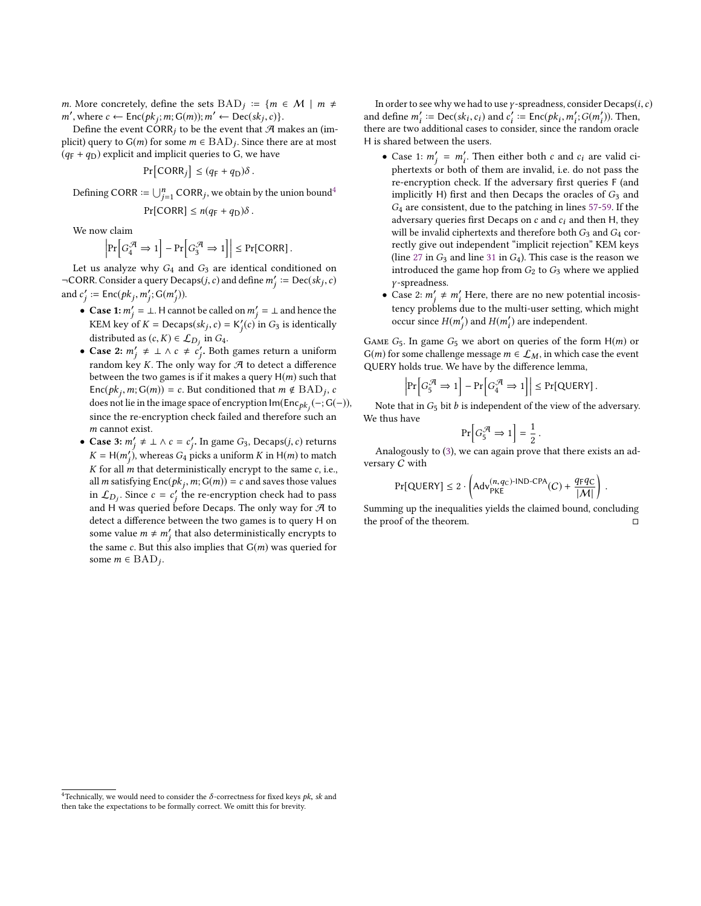$m$. More concretely, define the sets $\mathrm{BAD}_j := \{m \in \mathcal{M} \mid m \neq m', \text{where } c \leftarrow \mathsf{Enc}(pk_j; m; \mathsf{G}(m)); m' \leftarrow \mathsf{Dec}(sk_j, c)\}$.

Define the event $\mathrm{CORR}_j$ to be the event that $\mathcal{A}$ makes an (implicit) query to $\mathsf{G}(m)$ for some $m \in \mathrm{BAD}_j$. Since there are at most $(q_\mathsf{F} + q_\mathsf{D})$ explicit and implicit queries to G, we have

$$\Pr\big[\mathrm{CORR}_j\big] \leq (q_\mathsf{F} + q_\mathsf{D})\delta \,.$$

Defining $\mathrm{CORR} := \bigcup_{j=1}^{n} \mathrm{CORR}_j$, we obtain by the union bound[4]

$$\Pr[\mathrm{CORR}] \leq n(q_\mathsf{F} + q_\mathsf{D})\delta \,.$$

We now claim

$$\left|\Pr\Big[G_4^{\mathcal{A}} \Rightarrow 1\Big] - \Pr\Big[G_3^{\mathcal{A}} \Rightarrow 1\Big]\right| \leq \Pr[\mathrm{CORR}] \,.$$

Let us analyze why $G_4$ and $G_3$ are identical conditioned on $\neg\mathrm{CORR}$. Consider a query $\mathsf{Decaps}(j, c)$ and define $m'_j := \mathsf{Dec}(sk_j, c)$ and $c'_j := \mathsf{Enc}(pk_j, m'_j; \mathsf{G}(m'_j))$.

- **Case 1:** $m'_j = \perp$. H cannot be called on $m'_j = \perp$ and hence the KEM key of $K = \mathsf{Decaps}(sk_j, c) = \mathsf{K}'_j(c)$ in $G_3$ is identically distributed as $(c, K) \in \mathcal{L}_{D_j}$ in $G_4$.
- **Case 2:** $m'_j \neq \perp \wedge c \neq c'_j$**.** Both games return a uniform random key $K$. The only way for $\mathcal{A}$ to detect a difference between the two games is if it makes a query $\mathsf{H}(m)$ such that $\mathsf{Enc}(pk_j, m; \mathsf{G}(m)) = c$. But conditioned that $m \notin \mathrm{BAD}_j$, $c$ does not lie in the image space of encryption $\mathsf{Im}(\mathsf{Enc}_{pk_j}(-; \mathsf{G}(-))$, since the re-encryption check failed and therefore such an $m$ cannot exist.
- **Case 3:** $m'_j \neq \perp \wedge c = c'_j$. In game $G_3$, $\mathsf{Decaps}(j, c)$ returns $K = \mathsf{H}(m'_j)$, whereas $G_4$ picks a uniform $K$ in $\mathsf{H}(m)$ to match $K$ for all $m$ that deterministically encrypt to the same $c$, i.e., all $m$ satisfying $\mathsf{Enc}(pk_j, m; \mathsf{G}(m)) = c$ and saves those values in $\mathcal{L}_{D_j}$. Since $c = c'_j$ the re-encryption check had to pass and H was queried before Decaps. The only way for $\mathcal{A}$ to detect a difference between the two games is to query H on some value $m \neq m'_j$ that also deterministically encrypts to the same $c$. But this also implies that $\mathsf{G}(m)$ was queried for some $m \in \mathrm{BAD}_j$.

In order to see why we had to use $\gamma$-spreadness, consider $\mathsf{Decaps}(i, c)$ and define $m'_i := \mathsf{Dec}(sk_i, c_i)$ and $c'_i := \mathsf{Enc}(pk_i, m'_i; G(m'_i))$. Then, there are two additional cases to consider, since the random oracle H is shared between the users.

- Case 1: $m'_j = m'_i$. Then either both $c$ and $c_i$ are valid ciphertexts or both of them are invalid, i.e. do not pass the re-encryption check. If the adversary first queries F (and implicitly H) first and then Decaps the oracles of $G_3$ and $G_4$ are consistent, due to the patching in lines 57-59. If the adversary queries first Decaps on $c$ and $c_i$ and then H, they will be invalid ciphertexts and therefore both $G_3$ and $G_4$ correctly give out independent "implicit rejection" KEM keys (line 27 in $G_3$ and line 31 in $G_4$). This case is the reason we introduced the game hop from $G_2$ to $G_3$ where we applied $\gamma$-spreadness.
- Case 2: $m'_j \neq m'_i$ Here, there are no new potential incosistency problems due to the multi-user setting, which might occur since $H(m'_j)$ and $H(m'_i)$ are independent.

Game $G_5$. In game $G_5$ we abort on queries of the form $\mathsf{H}(m)$ or $\mathsf{G}(m)$ for some challenge message $m \in \mathcal{L}_M$, in which case the event QUERY holds true. We have by the difference lemma,

$$\left|\Pr\Big[G_5^{\mathcal{A}} \Rightarrow 1\Big] - \Pr\Big[G_4^{\mathcal{A}} \Rightarrow 1\Big]\right| \leq \Pr[\mathrm{QUERY}] \,.$$

Note that in $G_5$ bit $b$ is independent of the view of the adversary. We thus have

$$\Pr\Big[G_5^{\mathcal{A}} \Rightarrow 1\Big] = \frac{1}{2} \,.$$

Analogously to (3), we can again prove that there exists an adversary $C$ with

$$\Pr[\mathrm{QUERY}] \leq 2 \cdot \left(\mathsf{Adv}_{\mathsf{PKE}}^{(n, q_C)\text{-}\mathsf{IND}\text{-}\mathsf{CPA}}(C) + \frac{q_\mathsf{F} q_C}{|\mathcal{M}|}\right) .$$

Summing up the inequalities yields the claimed bound, concluding the proof of the theorem. ◻

[4] Technically, we would need to consider the $\delta$-correctness for fixed keys $pk$, $sk$ and then take the expectations to be formally correct. We omitt this for brevity.